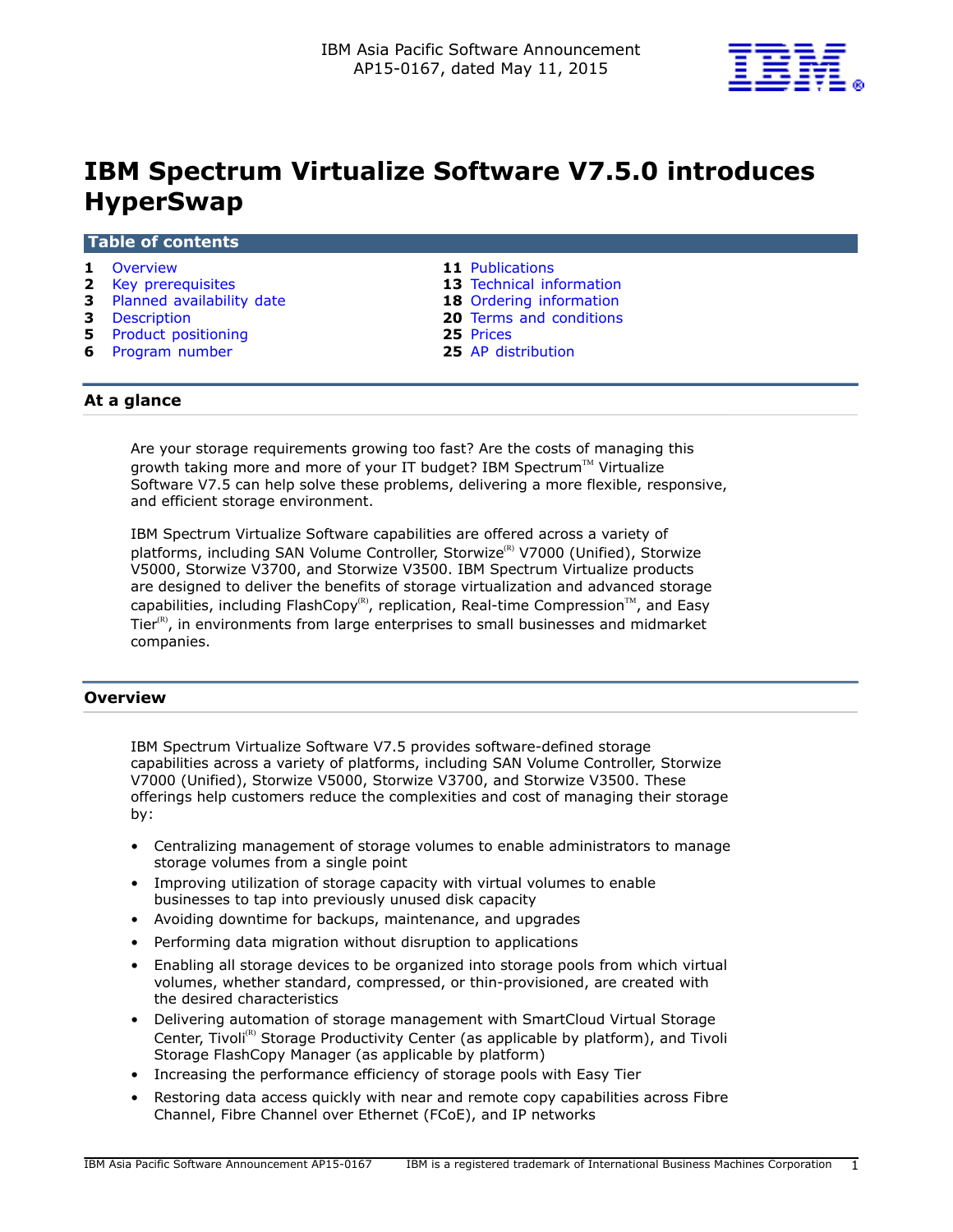IBM Asia Pacific Software Announcement
AP15-0167, dated May 11, 2015

# IBM Spectrum Virtualize Software V7.5.0 introduces HyperSwap

## Table of contents

| | | | |
|---|---|---|---|
| 1 | Overview | 11 | Publications |
| 2 | Key prerequisites | 13 | Technical information |
| 3 | Planned availability date | 18 | Ordering information |
| 3 | Description | 20 | Terms and conditions |
| 5 | Product positioning | 25 | Prices |
| 6 | Program number | 25 | AP distribution |

## At a glance

Are your storage requirements growing too fast? Are the costs of managing this growth taking more and more of your IT budget? IBM Spectrum™ Virtualize Software V7.5 can help solve these problems, delivering a more flexible, responsive, and efficient storage environment.

IBM Spectrum Virtualize Software capabilities are offered across a variety of platforms, including SAN Volume Controller, Storwize(R) V7000 (Unified), Storwize V5000, Storwize V3700, and Storwize V3500. IBM Spectrum Virtualize products are designed to deliver the benefits of storage virtualization and advanced storage capabilities, including FlashCopy(R), replication, Real-time Compression™, and Easy Tier(R), in environments from large enterprises to small businesses and midmarket companies.

## Overview

IBM Spectrum Virtualize Software V7.5 provides software-defined storage capabilities across a variety of platforms, including SAN Volume Controller, Storwize V7000 (Unified), Storwize V5000, Storwize V3700, and Storwize V3500. These offerings help customers reduce the complexities and cost of managing their storage by:

- Centralizing management of storage volumes to enable administrators to manage storage volumes from a single point
- Improving utilization of storage capacity with virtual volumes to enable businesses to tap into previously unused disk capacity
- Avoiding downtime for backups, maintenance, and upgrades
- Performing data migration without disruption to applications
- Enabling all storage devices to be organized into storage pools from which virtual volumes, whether standard, compressed, or thin-provisioned, are created with the desired characteristics
- Delivering automation of storage management with SmartCloud Virtual Storage Center, Tivoli(R) Storage Productivity Center (as applicable by platform), and Tivoli Storage FlashCopy Manager (as applicable by platform)
- Increasing the performance efficiency of storage pools with Easy Tier
- Restoring data access quickly with near and remote copy capabilities across Fibre Channel, Fibre Channel over Ethernet (FCoE), and IP networks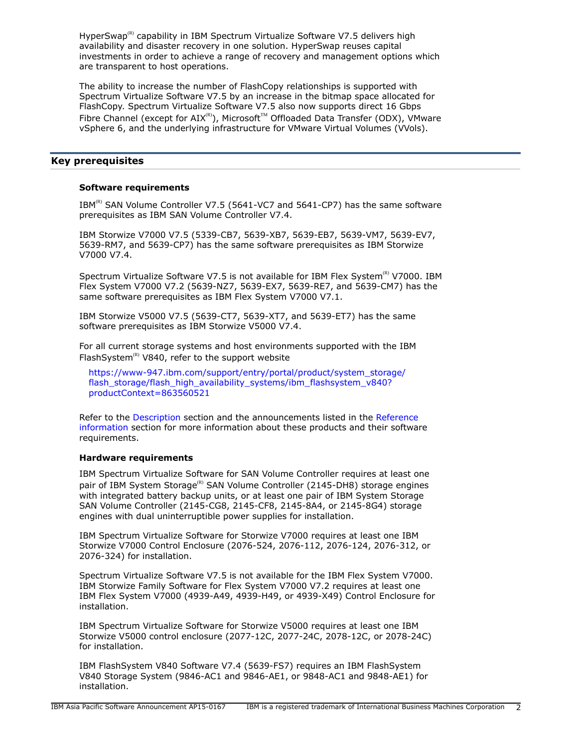HyperSwap(R) capability in IBM Spectrum Virtualize Software V7.5 delivers high availability and disaster recovery in one solution. HyperSwap reuses capital investments in order to achieve a range of recovery and management options which are transparent to host operations.

The ability to increase the number of FlashCopy relationships is supported with Spectrum Virtualize Software V7.5 by an increase in the bitmap space allocated for FlashCopy. Spectrum Virtualize Software V7.5 also now supports direct 16 Gbps Fibre Channel (except for AIX(R)), Microsoft(TM) Offloaded Data Transfer (ODX), VMware vSphere 6, and the underlying infrastructure for VMware Virtual Volumes (VVols).

## Key prerequisites

### Software requirements

IBM(R) SAN Volume Controller V7.5 (5641-VC7 and 5641-CP7) has the same software prerequisites as IBM SAN Volume Controller V7.4.

IBM Storwize V7000 V7.5 (5339-CB7, 5639-XB7, 5639-EB7, 5639-VM7, 5639-EV7, 5639-RM7, and 5639-CP7) has the same software prerequisites as IBM Storwize V7000 V7.4.

Spectrum Virtualize Software V7.5 is not available for IBM Flex System(R) V7000. IBM Flex System V7000 V7.2 (5639-NZ7, 5639-EX7, 5639-RE7, and 5639-CM7) has the same software prerequisites as IBM Flex System V7000 V7.1.

IBM Storwize V5000 V7.5 (5639-CT7, 5639-XT7, and 5639-ET7) has the same software prerequisites as IBM Storwize V5000 V7.4.

For all current storage systems and host environments supported with the IBM FlashSystem(R) V840, refer to the support website

https://www-947.ibm.com/support/entry/portal/product/system_storage/flash_storage/flash_high_availability_systems/ibm_flashsystem_v840?productContext=863560521

Refer to the Description section and the announcements listed in the Reference information section for more information about these products and their software requirements.

### Hardware requirements

IBM Spectrum Virtualize Software for SAN Volume Controller requires at least one pair of IBM System Storage(R) SAN Volume Controller (2145-DH8) storage engines with integrated battery backup units, or at least one pair of IBM System Storage SAN Volume Controller (2145-CG8, 2145-CF8, 2145-8A4, or 2145-8G4) storage engines with dual uninterruptible power supplies for installation.

IBM Spectrum Virtualize Software for Storwize V7000 requires at least one IBM Storwize V7000 Control Enclosure (2076-524, 2076-112, 2076-124, 2076-312, or 2076-324) for installation.

Spectrum Virtualize Software V7.5 is not available for the IBM Flex System V7000. IBM Storwize Family Software for Flex System V7000 V7.2 requires at least one IBM Flex System V7000 (4939-A49, 4939-H49, or 4939-X49) Control Enclosure for installation.

IBM Spectrum Virtualize Software for Storwize V5000 requires at least one IBM Storwize V5000 control enclosure (2077-12C, 2077-24C, 2078-12C, or 2078-24C) for installation.

IBM FlashSystem V840 Software V7.4 (5639-FS7) requires an IBM FlashSystem V840 Storage System (9846-AC1 and 9846-AE1, or 9848-AC1 and 9848-AE1) for installation.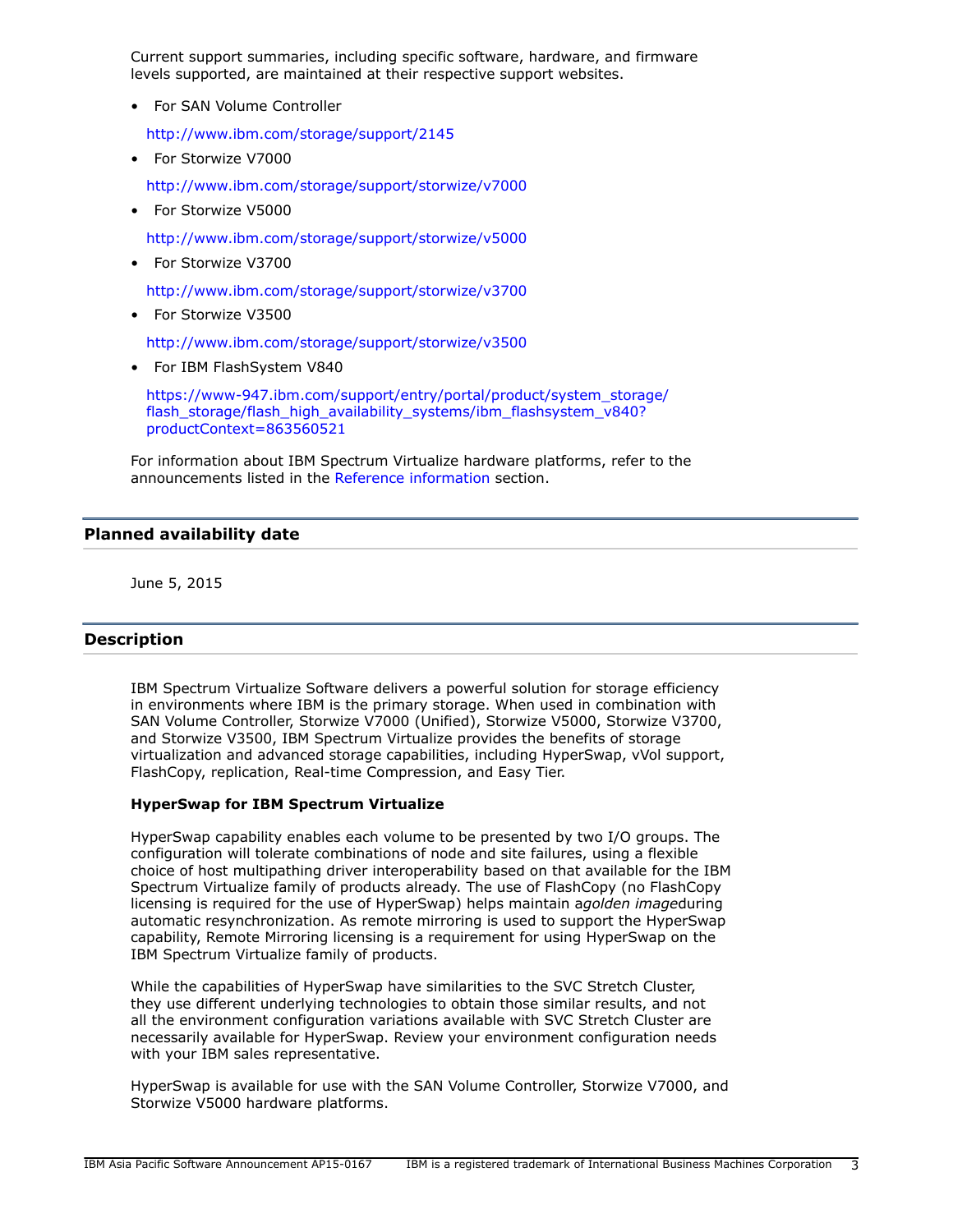Current support summaries, including specific software, hardware, and firmware levels supported, are maintained at their respective support websites.

- For SAN Volume Controller

  http://www.ibm.com/storage/support/2145

- For Storwize V7000

  http://www.ibm.com/storage/support/storwize/v7000

- For Storwize V5000

  http://www.ibm.com/storage/support/storwize/v5000

- For Storwize V3700

  http://www.ibm.com/storage/support/storwize/v3700

- For Storwize V3500

  http://www.ibm.com/storage/support/storwize/v3500

- For IBM FlashSystem V840

  https://www-947.ibm.com/support/entry/portal/product/system_storage/flash_storage/flash_high_availability_systems/ibm_flashsystem_v840?productContext=863560521

For information about IBM Spectrum Virtualize hardware platforms, refer to the announcements listed in the Reference information section.

## Planned availability date

June 5, 2015

## Description

IBM Spectrum Virtualize Software delivers a powerful solution for storage efficiency in environments where IBM is the primary storage. When used in combination with SAN Volume Controller, Storwize V7000 (Unified), Storwize V5000, Storwize V3700, and Storwize V3500, IBM Spectrum Virtualize provides the benefits of storage virtualization and advanced storage capabilities, including HyperSwap, vVol support, FlashCopy, replication, Real-time Compression, and Easy Tier.

**HyperSwap for IBM Spectrum Virtualize**

HyperSwap capability enables each volume to be presented by two I/O groups. The configuration will tolerate combinations of node and site failures, using a flexible choice of host multipathing driver interoperability based on that available for the IBM Spectrum Virtualize family of products already. The use of FlashCopy (no FlashCopy licensing is required for the use of HyperSwap) helps maintain a *golden image* during automatic resynchronization. As remote mirroring is used to support the HyperSwap capability, Remote Mirroring licensing is a requirement for using HyperSwap on the IBM Spectrum Virtualize family of products.

While the capabilities of HyperSwap have similarities to the SVC Stretch Cluster, they use different underlying technologies to obtain those similar results, and not all the environment configuration variations available with SVC Stretch Cluster are necessarily available for HyperSwap. Review your environment configuration needs with your IBM sales representative.

HyperSwap is available for use with the SAN Volume Controller, Storwize V7000, and Storwize V5000 hardware platforms.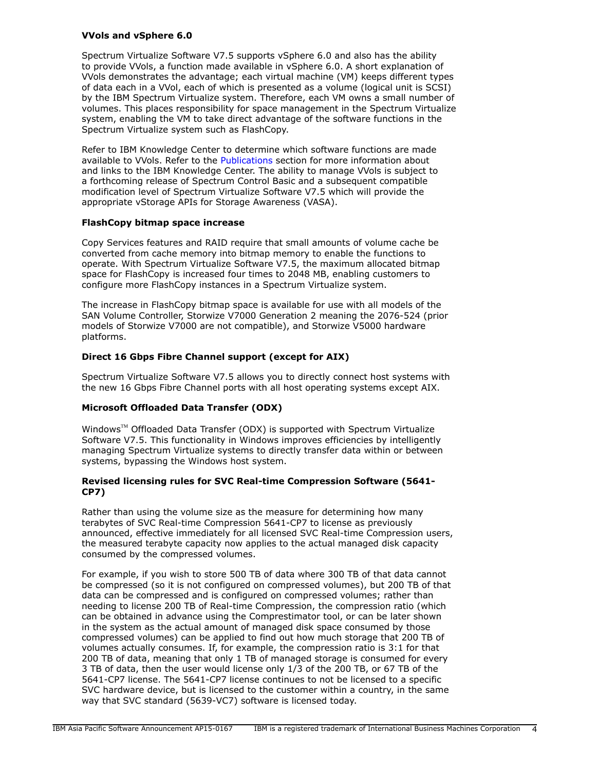**VVols and vSphere 6.0**

Spectrum Virtualize Software V7.5 supports vSphere 6.0 and also has the ability to provide VVols, a function made available in vSphere 6.0. A short explanation of VVols demonstrates the advantage; each virtual machine (VM) keeps different types of data each in a VVol, each of which is presented as a volume (logical unit is SCSI) by the IBM Spectrum Virtualize system. Therefore, each VM owns a small number of volumes. This places responsibility for space management in the Spectrum Virtualize system, enabling the VM to take direct advantage of the software functions in the Spectrum Virtualize system such as FlashCopy.

Refer to IBM Knowledge Center to determine which software functions are made available to VVols. Refer to the Publications section for more information about and links to the IBM Knowledge Center. The ability to manage VVols is subject to a forthcoming release of Spectrum Control Basic and a subsequent compatible modification level of Spectrum Virtualize Software V7.5 which will provide the appropriate vStorage APIs for Storage Awareness (VASA).

**FlashCopy bitmap space increase**

Copy Services features and RAID require that small amounts of volume cache be converted from cache memory into bitmap memory to enable the functions to operate. With Spectrum Virtualize Software V7.5, the maximum allocated bitmap space for FlashCopy is increased four times to 2048 MB, enabling customers to configure more FlashCopy instances in a Spectrum Virtualize system.

The increase in FlashCopy bitmap space is available for use with all models of the SAN Volume Controller, Storwize V7000 Generation 2 meaning the 2076-524 (prior models of Storwize V7000 are not compatible), and Storwize V5000 hardware platforms.

**Direct 16 Gbps Fibre Channel support (except for AIX)**

Spectrum Virtualize Software V7.5 allows you to directly connect host systems with the new 16 Gbps Fibre Channel ports with all host operating systems except AIX.

**Microsoft Offloaded Data Transfer (ODX)**

Windows™ Offloaded Data Transfer (ODX) is supported with Spectrum Virtualize Software V7.5. This functionality in Windows improves efficiencies by intelligently managing Spectrum Virtualize systems to directly transfer data within or between systems, bypassing the Windows host system.

**Revised licensing rules for SVC Real-time Compression Software (5641-CP7)**

Rather than using the volume size as the measure for determining how many terabytes of SVC Real-time Compression 5641-CP7 to license as previously announced, effective immediately for all licensed SVC Real-time Compression users, the measured terabyte capacity now applies to the actual managed disk capacity consumed by the compressed volumes.

For example, if you wish to store 500 TB of data where 300 TB of that data cannot be compressed (so it is not configured on compressed volumes), but 200 TB of that data can be compressed and is configured on compressed volumes; rather than needing to license 200 TB of Real-time Compression, the compression ratio (which can be obtained in advance using the Comprestimator tool, or can be later shown in the system as the actual amount of managed disk space consumed by those compressed volumes) can be applied to find out how much storage that 200 TB of volumes actually consumes. If, for example, the compression ratio is 3:1 for that 200 TB of data, meaning that only 1 TB of managed storage is consumed for every 3 TB of data, then the user would license only 1/3 of the 200 TB, or 67 TB of the 5641-CP7 license. The 5641-CP7 license continues to not be licensed to a specific SVC hardware device, but is licensed to the customer within a country, in the same way that SVC standard (5639-VC7) software is licensed today.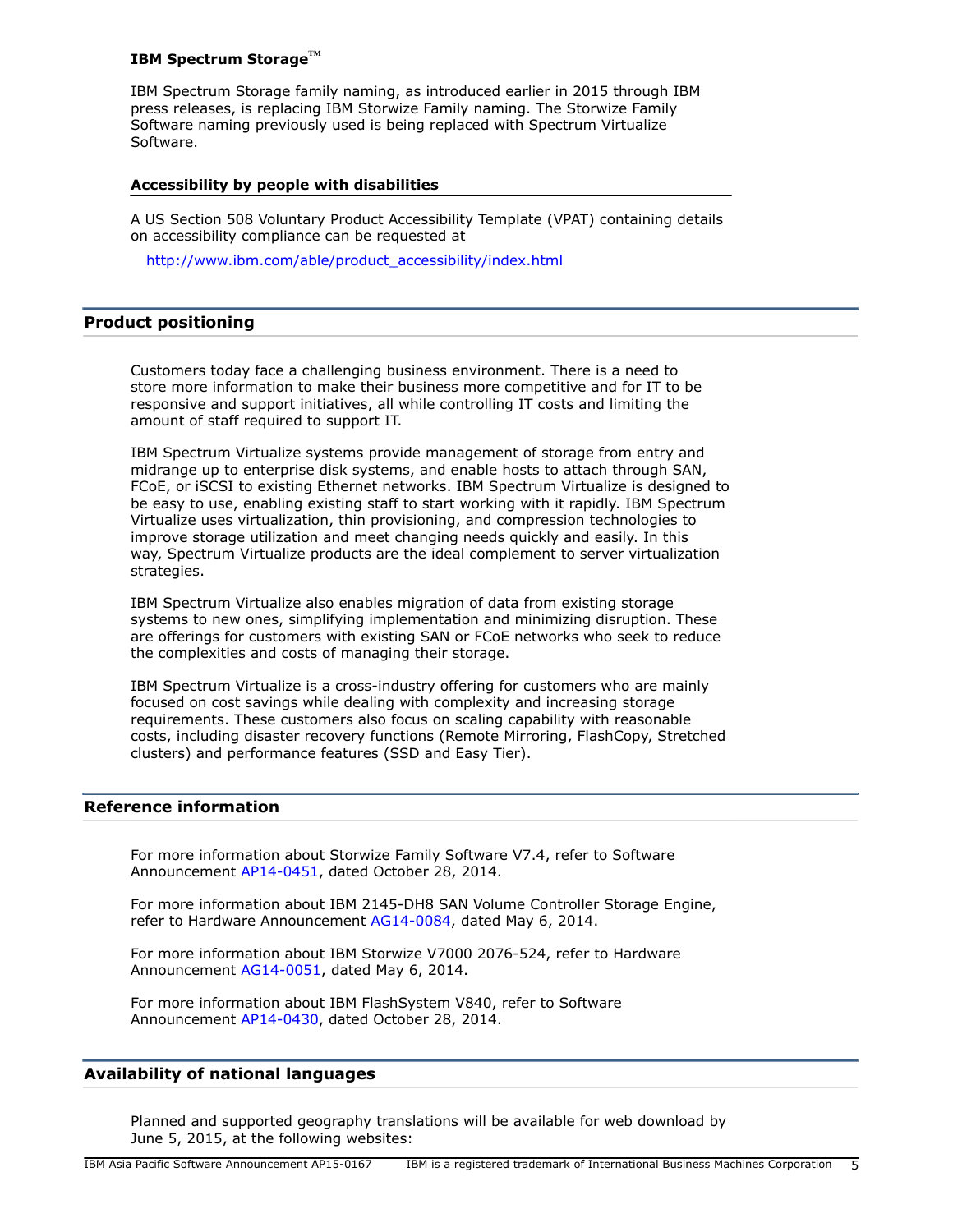**IBM Spectrum Storage™**

IBM Spectrum Storage family naming, as introduced earlier in 2015 through IBM press releases, is replacing IBM Storwize Family naming. The Storwize Family Software naming previously used is being replaced with Spectrum Virtualize Software.

**Accessibility by people with disabilities**

A US Section 508 Voluntary Product Accessibility Template (VPAT) containing details on accessibility compliance can be requested at

http://www.ibm.com/able/product_accessibility/index.html

## Product positioning

Customers today face a challenging business environment. There is a need to store more information to make their business more competitive and for IT to be responsive and support initiatives, all while controlling IT costs and limiting the amount of staff required to support IT.

IBM Spectrum Virtualize systems provide management of storage from entry and midrange up to enterprise disk systems, and enable hosts to attach through SAN, FCoE, or iSCSI to existing Ethernet networks. IBM Spectrum Virtualize is designed to be easy to use, enabling existing staff to start working with it rapidly. IBM Spectrum Virtualize uses virtualization, thin provisioning, and compression technologies to improve storage utilization and meet changing needs quickly and easily. In this way, Spectrum Virtualize products are the ideal complement to server virtualization strategies.

IBM Spectrum Virtualize also enables migration of data from existing storage systems to new ones, simplifying implementation and minimizing disruption. These are offerings for customers with existing SAN or FCoE networks who seek to reduce the complexities and costs of managing their storage.

IBM Spectrum Virtualize is a cross-industry offering for customers who are mainly focused on cost savings while dealing with complexity and increasing storage requirements. These customers also focus on scaling capability with reasonable costs, including disaster recovery functions (Remote Mirroring, FlashCopy, Stretched clusters) and performance features (SSD and Easy Tier).

## Reference information

For more information about Storwize Family Software V7.4, refer to Software Announcement AP14-0451, dated October 28, 2014.

For more information about IBM 2145-DH8 SAN Volume Controller Storage Engine, refer to Hardware Announcement AG14-0084, dated May 6, 2014.

For more information about IBM Storwize V7000 2076-524, refer to Hardware Announcement AG14-0051, dated May 6, 2014.

For more information about IBM FlashSystem V840, refer to Software Announcement AP14-0430, dated October 28, 2014.

## Availability of national languages

Planned and supported geography translations will be available for web download by June 5, 2015, at the following websites: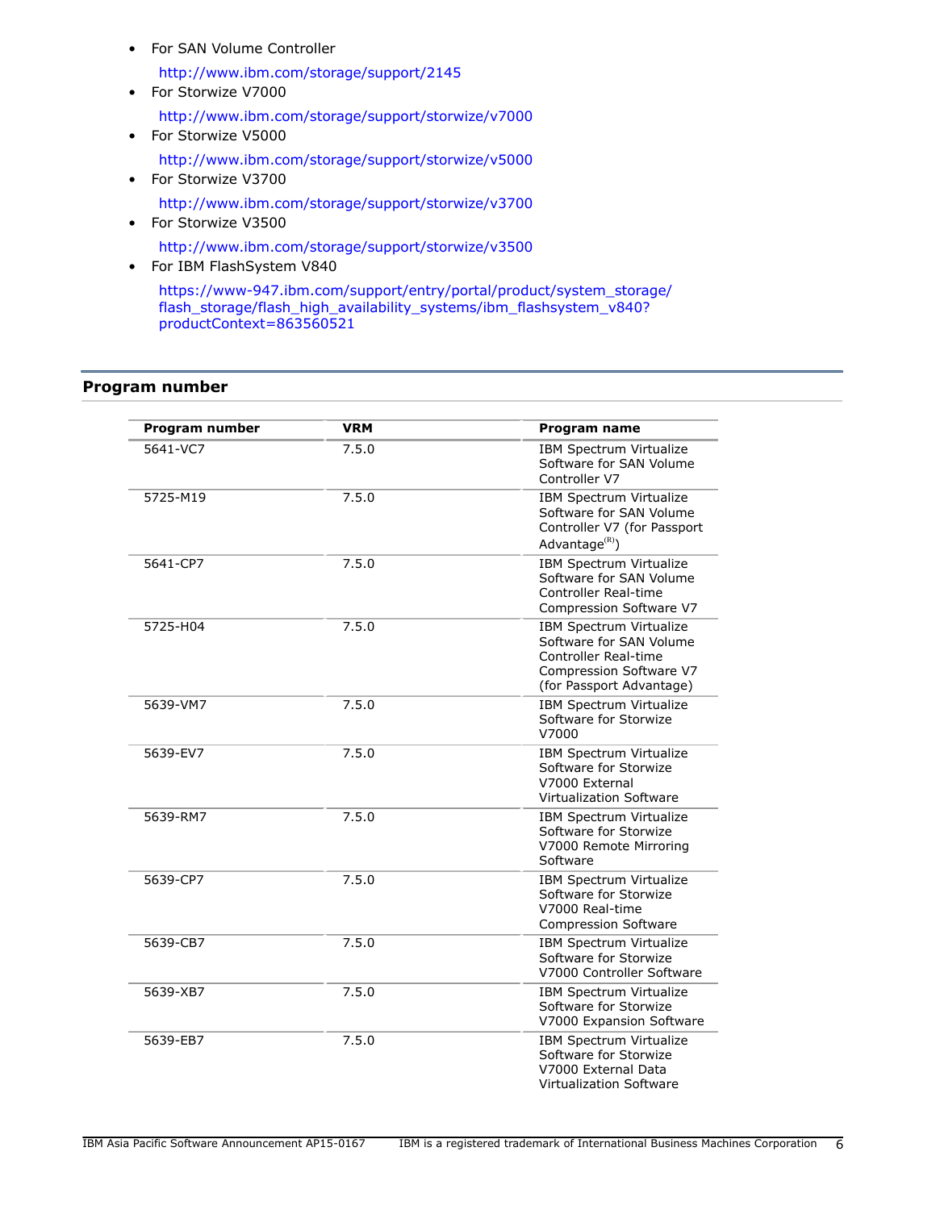- For SAN Volume Controller

  http://www.ibm.com/storage/support/2145
- For Storwize V7000

  http://www.ibm.com/storage/support/storwize/v7000
- For Storwize V5000

  http://www.ibm.com/storage/support/storwize/v5000
- For Storwize V3700

  http://www.ibm.com/storage/support/storwize/v3700
- For Storwize V3500

  http://www.ibm.com/storage/support/storwize/v3500
- For IBM FlashSystem V840

  https://www-947.ibm.com/support/entry/portal/product/system_storage/flash_storage/flash_high_availability_systems/ibm_flashsystem_v840?productContext=863560521

## Program number

| Program number | VRM | Program name |
|---|---|---|
| 5641-VC7 | 7.5.0 | IBM Spectrum Virtualize Software for SAN Volume Controller V7 |
| 5725-M19 | 7.5.0 | IBM Spectrum Virtualize Software for SAN Volume Controller V7 (for Passport Advantage(R)) |
| 5641-CP7 | 7.5.0 | IBM Spectrum Virtualize Software for SAN Volume Controller Real-time Compression Software V7 |
| 5725-H04 | 7.5.0 | IBM Spectrum Virtualize Software for SAN Volume Controller Real-time Compression Software V7 (for Passport Advantage) |
| 5639-VM7 | 7.5.0 | IBM Spectrum Virtualize Software for Storwize V7000 |
| 5639-EV7 | 7.5.0 | IBM Spectrum Virtualize Software for Storwize V7000 External Virtualization Software |
| 5639-RM7 | 7.5.0 | IBM Spectrum Virtualize Software for Storwize V7000 Remote Mirroring Software |
| 5639-CP7 | 7.5.0 | IBM Spectrum Virtualize Software for Storwize V7000 Real-time Compression Software |
| 5639-CB7 | 7.5.0 | IBM Spectrum Virtualize Software for Storwize V7000 Controller Software |
| 5639-XB7 | 7.5.0 | IBM Spectrum Virtualize Software for Storwize V7000 Expansion Software |
| 5639-EB7 | 7.5.0 | IBM Spectrum Virtualize Software for Storwize V7000 External Data Virtualization Software |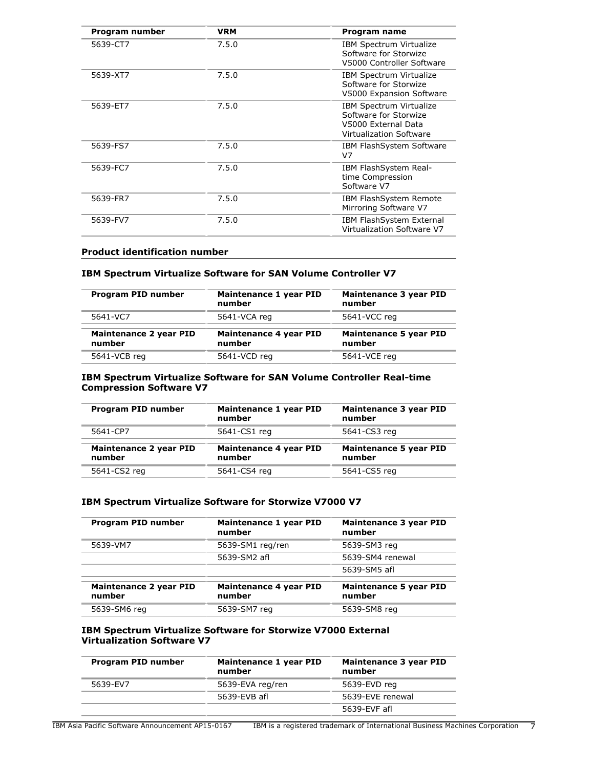| Program number | VRM | Program name |
|---|---|---|
| 5639-CT7 | 7.5.0 | IBM Spectrum Virtualize Software for Storwize V5000 Controller Software |
| 5639-XT7 | 7.5.0 | IBM Spectrum Virtualize Software for Storwize V5000 Expansion Software |
| 5639-ET7 | 7.5.0 | IBM Spectrum Virtualize Software for Storwize V5000 External Data Virtualization Software |
| 5639-FS7 | 7.5.0 | IBM FlashSystem Software V7 |
| 5639-FC7 | 7.5.0 | IBM FlashSystem Real-time Compression Software V7 |
| 5639-FR7 | 7.5.0 | IBM FlashSystem Remote Mirroring Software V7 |
| 5639-FV7 | 7.5.0 | IBM FlashSystem External Virtualization Software V7 |

## Product identification number

### IBM Spectrum Virtualize Software for SAN Volume Controller V7

| Program PID number | Maintenance 1 year PID number | Maintenance 3 year PID number |
|---|---|---|
| 5641-VC7 | 5641-VCA reg | 5641-VCC reg |
| **Maintenance 2 year PID number** | **Maintenance 4 year PID number** | **Maintenance 5 year PID number** |
| 5641-VCB reg | 5641-VCD reg | 5641-VCE reg |

### IBM Spectrum Virtualize Software for SAN Volume Controller Real-time Compression Software V7

| Program PID number | Maintenance 1 year PID number | Maintenance 3 year PID number |
|---|---|---|
| 5641-CP7 | 5641-CS1 reg | 5641-CS3 reg |
| **Maintenance 2 year PID number** | **Maintenance 4 year PID number** | **Maintenance 5 year PID number** |
| 5641-CS2 reg | 5641-CS4 reg | 5641-CS5 reg |

### IBM Spectrum Virtualize Software for Storwize V7000 V7

| Program PID number | Maintenance 1 year PID number | Maintenance 3 year PID number |
|---|---|---|
| 5639-VM7 | 5639-SM1 reg/ren | 5639-SM3 reg |
| | 5639-SM2 afl | 5639-SM4 renewal |
| | | 5639-SM5 afl |
| **Maintenance 2 year PID number** | **Maintenance 4 year PID number** | **Maintenance 5 year PID number** |
| 5639-SM6 reg | 5639-SM7 reg | 5639-SM8 reg |

### IBM Spectrum Virtualize Software for Storwize V7000 External Virtualization Software V7

| Program PID number | Maintenance 1 year PID number | Maintenance 3 year PID number |
|---|---|---|
| 5639-EV7 | 5639-EVA reg/ren | 5639-EVD reg |
| | 5639-EVB afl | 5639-EVE renewal |
| | | 5639-EVF afl |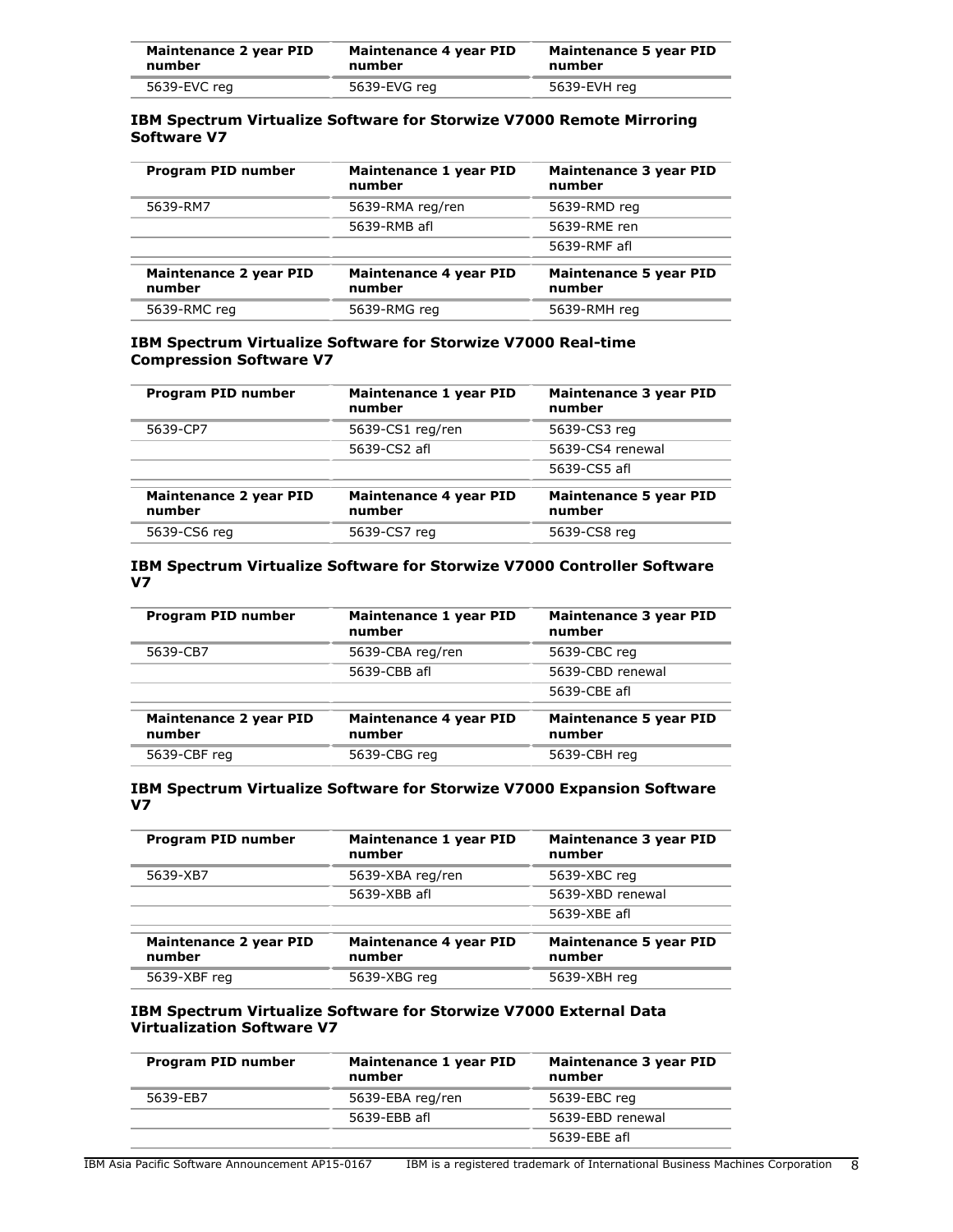| Maintenance 2 year PID number | Maintenance 4 year PID number | Maintenance 5 year PID number |
|---|---|---|
| 5639-EVC reg | 5639-EVG reg | 5639-EVH reg |

**IBM Spectrum Virtualize Software for Storwize V7000 Remote Mirroring Software V7**

| Program PID number | Maintenance 1 year PID number | Maintenance 3 year PID number |
|---|---|---|
| 5639-RM7 | 5639-RMA reg/ren | 5639-RMD reg |
| | 5639-RMB afl | 5639-RME ren |
| | | 5639-RMF afl |
| **Maintenance 2 year PID number** | **Maintenance 4 year PID number** | **Maintenance 5 year PID number** |
| 5639-RMC reg | 5639-RMG reg | 5639-RMH reg |

**IBM Spectrum Virtualize Software for Storwize V7000 Real-time Compression Software V7**

| Program PID number | Maintenance 1 year PID number | Maintenance 3 year PID number |
|---|---|---|
| 5639-CP7 | 5639-CS1 reg/ren | 5639-CS3 reg |
| | 5639-CS2 afl | 5639-CS4 renewal |
| | | 5639-CS5 afl |
| **Maintenance 2 year PID number** | **Maintenance 4 year PID number** | **Maintenance 5 year PID number** |
| 5639-CS6 reg | 5639-CS7 reg | 5639-CS8 reg |

**IBM Spectrum Virtualize Software for Storwize V7000 Controller Software V7**

| Program PID number | Maintenance 1 year PID number | Maintenance 3 year PID number |
|---|---|---|
| 5639-CB7 | 5639-CBA reg/ren | 5639-CBC reg |
| | 5639-CBB afl | 5639-CBD renewal |
| | | 5639-CBE afl |
| **Maintenance 2 year PID number** | **Maintenance 4 year PID number** | **Maintenance 5 year PID number** |
| 5639-CBF reg | 5639-CBG reg | 5639-CBH reg |

**IBM Spectrum Virtualize Software for Storwize V7000 Expansion Software V7**

| Program PID number | Maintenance 1 year PID number | Maintenance 3 year PID number |
|---|---|---|
| 5639-XB7 | 5639-XBA reg/ren | 5639-XBC reg |
| | 5639-XBB afl | 5639-XBD renewal |
| | | 5639-XBE afl |
| **Maintenance 2 year PID number** | **Maintenance 4 year PID number** | **Maintenance 5 year PID number** |
| 5639-XBF reg | 5639-XBG reg | 5639-XBH reg |

**IBM Spectrum Virtualize Software for Storwize V7000 External Data Virtualization Software V7**

| Program PID number | Maintenance 1 year PID number | Maintenance 3 year PID number |
|---|---|---|
| 5639-EB7 | 5639-EBA reg/ren | 5639-EBC reg |
| | 5639-EBB afl | 5639-EBD renewal |
| | | 5639-EBE afl |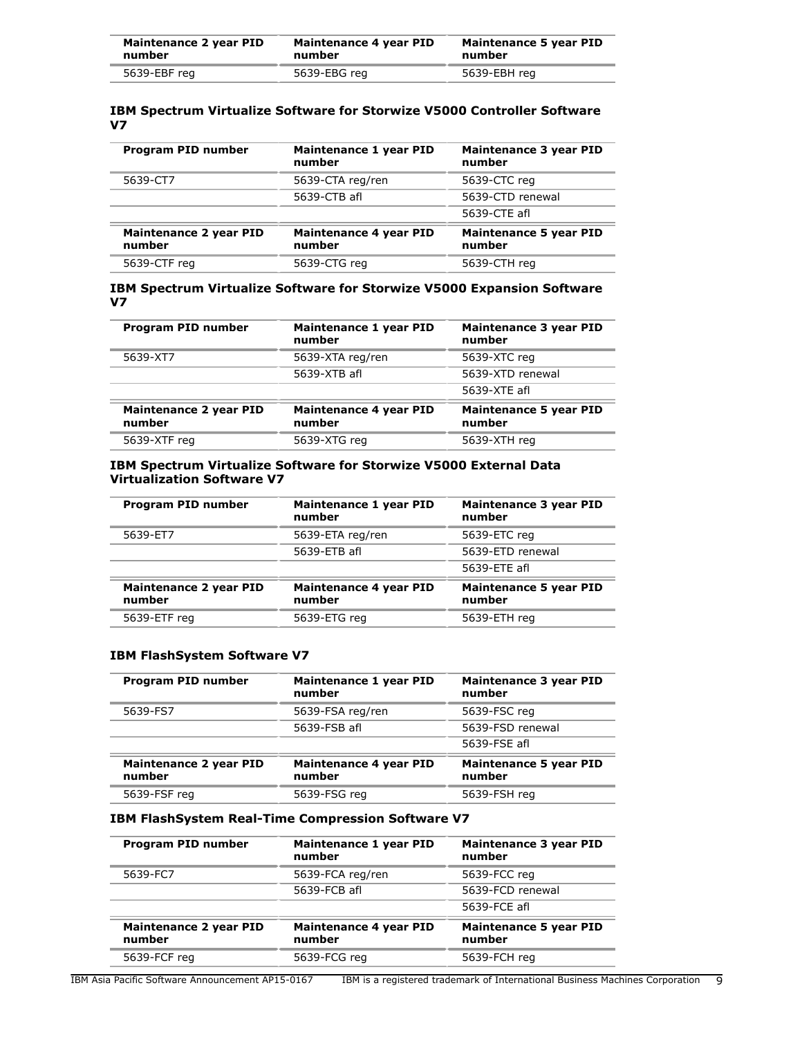| Maintenance 2 year PID number | Maintenance 4 year PID number | Maintenance 5 year PID number |
|---|---|---|
| 5639-EBF reg | 5639-EBG reg | 5639-EBH reg |

### IBM Spectrum Virtualize Software for Storwize V5000 Controller Software V7

| Program PID number | Maintenance 1 year PID number | Maintenance 3 year PID number |
|---|---|---|
| 5639-CT7 | 5639-CTA reg/ren | 5639-CTC reg |
| | 5639-CTB afl | 5639-CTD renewal |
| | | 5639-CTE afl |
| **Maintenance 2 year PID number** | **Maintenance 4 year PID number** | **Maintenance 5 year PID number** |
| 5639-CTF reg | 5639-CTG reg | 5639-CTH reg |

### IBM Spectrum Virtualize Software for Storwize V5000 Expansion Software V7

| Program PID number | Maintenance 1 year PID number | Maintenance 3 year PID number |
|---|---|---|
| 5639-XT7 | 5639-XTA reg/ren | 5639-XTC reg |
| | 5639-XTB afl | 5639-XTD renewal |
| | | 5639-XTE afl |
| **Maintenance 2 year PID number** | **Maintenance 4 year PID number** | **Maintenance 5 year PID number** |
| 5639-XTF reg | 5639-XTG reg | 5639-XTH reg |

### IBM Spectrum Virtualize Software for Storwize V5000 External Data Virtualization Software V7

| Program PID number | Maintenance 1 year PID number | Maintenance 3 year PID number |
|---|---|---|
| 5639-ET7 | 5639-ETA reg/ren | 5639-ETC reg |
| | 5639-ETB afl | 5639-ETD renewal |
| | | 5639-ETE afl |
| **Maintenance 2 year PID number** | **Maintenance 4 year PID number** | **Maintenance 5 year PID number** |
| 5639-ETF reg | 5639-ETG reg | 5639-ETH reg |

### IBM FlashSystem Software V7

| Program PID number | Maintenance 1 year PID number | Maintenance 3 year PID number |
|---|---|---|
| 5639-FS7 | 5639-FSA reg/ren | 5639-FSC reg |
| | 5639-FSB afl | 5639-FSD renewal |
| | | 5639-FSE afl |
| **Maintenance 2 year PID number** | **Maintenance 4 year PID number** | **Maintenance 5 year PID number** |
| 5639-FSF reg | 5639-FSG reg | 5639-FSH reg |

### IBM FlashSystem Real-Time Compression Software V7

| Program PID number | Maintenance 1 year PID number | Maintenance 3 year PID number |
|---|---|---|
| 5639-FC7 | 5639-FCA reg/ren | 5639-FCC reg |
| | 5639-FCB afl | 5639-FCD renewal |
| | | 5639-FCE afl |
| **Maintenance 2 year PID number** | **Maintenance 4 year PID number** | **Maintenance 5 year PID number** |
| 5639-FCF reg | 5639-FCG reg | 5639-FCH reg |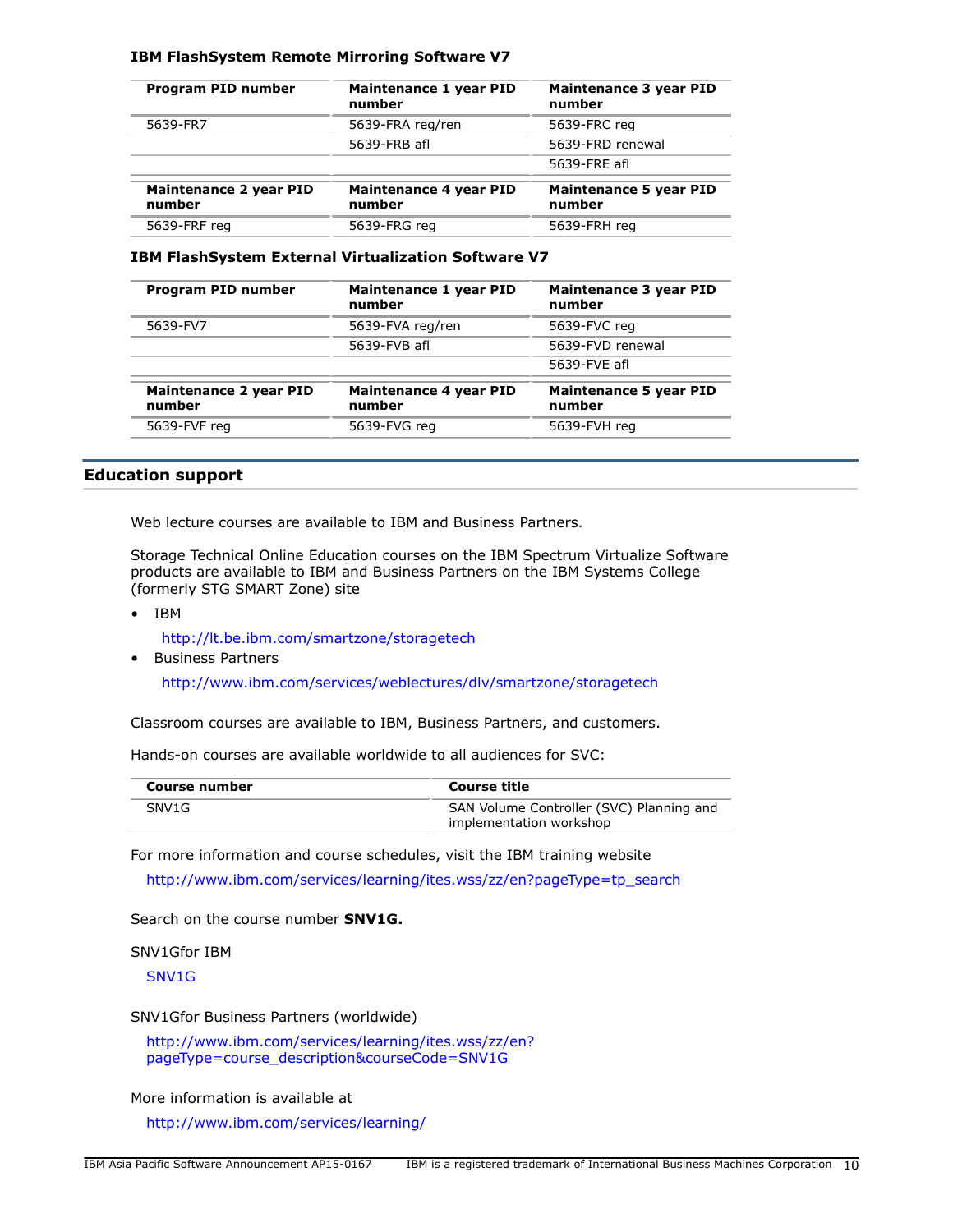**IBM FlashSystem Remote Mirroring Software V7**

| Program PID number | Maintenance 1 year PID number | Maintenance 3 year PID number |
|---|---|---|
| 5639-FR7 | 5639-FRA reg/ren | 5639-FRC reg |
| | 5639-FRB afl | 5639-FRD renewal |
| | | 5639-FRE afl |
| **Maintenance 2 year PID number** | **Maintenance 4 year PID number** | **Maintenance 5 year PID number** |
| 5639-FRF reg | 5639-FRG reg | 5639-FRH reg |

**IBM FlashSystem External Virtualization Software V7**

| Program PID number | Maintenance 1 year PID number | Maintenance 3 year PID number |
|---|---|---|
| 5639-FV7 | 5639-FVA reg/ren | 5639-FVC reg |
| | 5639-FVB afl | 5639-FVD renewal |
| | | 5639-FVE afl |
| **Maintenance 2 year PID number** | **Maintenance 4 year PID number** | **Maintenance 5 year PID number** |
| 5639-FVF reg | 5639-FVG reg | 5639-FVH reg |

## Education support

Web lecture courses are available to IBM and Business Partners.

Storage Technical Online Education courses on the IBM Spectrum Virtualize Software products are available to IBM and Business Partners on the IBM Systems College (formerly STG SMART Zone) site

- IBM

  http://lt.be.ibm.com/smartzone/storagetech
- Business Partners

  http://www.ibm.com/services/weblectures/dlv/smartzone/storagetech

Classroom courses are available to IBM, Business Partners, and customers.

Hands-on courses are available worldwide to all audiences for SVC:

| Course number | Course title |
|---|---|
| SNV1G | SAN Volume Controller (SVC) Planning and implementation workshop |

For more information and course schedules, visit the IBM training website

http://www.ibm.com/services/learning/ites.wss/zz/en?pageType=tp_search

Search on the course number **SNV1G.**

SNV1Gfor IBM

SNV1G

SNV1Gfor Business Partners (worldwide)

http://www.ibm.com/services/learning/ites.wss/zz/en?pageType=course_description&courseCode=SNV1G

More information is available at

http://www.ibm.com/services/learning/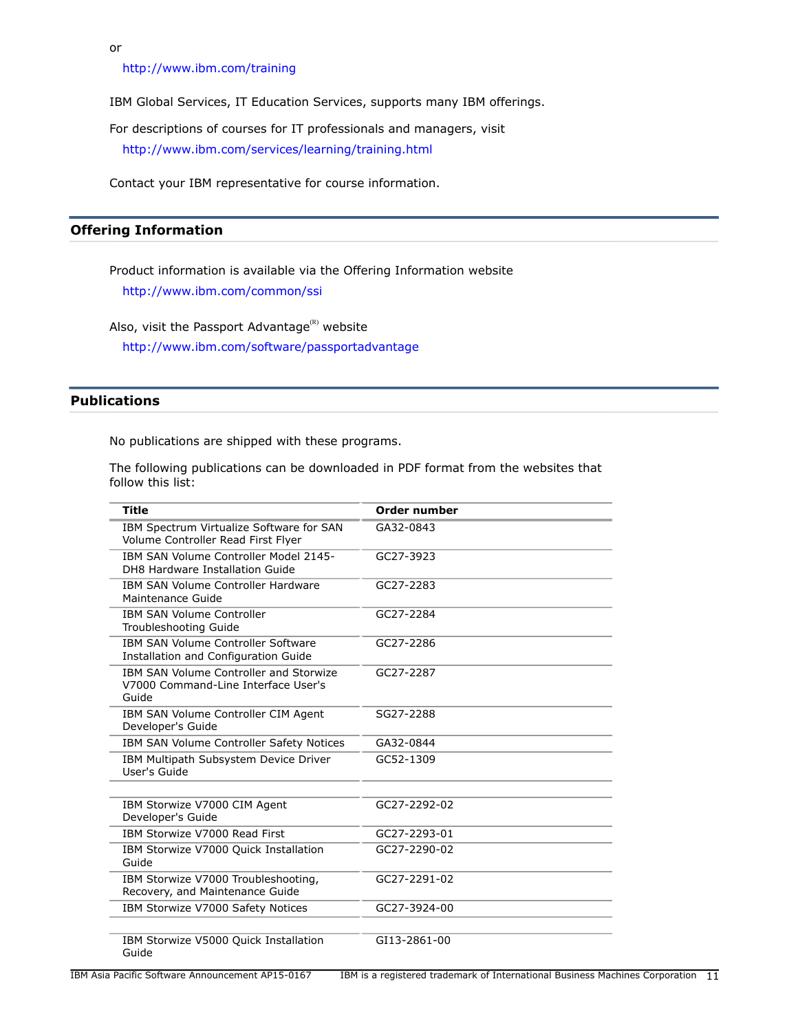or

http://www.ibm.com/training

IBM Global Services, IT Education Services, supports many IBM offerings.

For descriptions of courses for IT professionals and managers, visit

http://www.ibm.com/services/learning/training.html

Contact your IBM representative for course information.

## Offering Information

Product information is available via the Offering Information website

http://www.ibm.com/common/ssi

Also, visit the Passport Advantage(R) website

http://www.ibm.com/software/passportadvantage

## Publications

No publications are shipped with these programs.

The following publications can be downloaded in PDF format from the websites that follow this list:

| Title | Order number |
|---|---|
| IBM Spectrum Virtualize Software for SAN Volume Controller Read First Flyer | GA32-0843 |
| IBM SAN Volume Controller Model 2145-DH8 Hardware Installation Guide | GC27-3923 |
| IBM SAN Volume Controller Hardware Maintenance Guide | GC27-2283 |
| IBM SAN Volume Controller Troubleshooting Guide | GC27-2284 |
| IBM SAN Volume Controller Software Installation and Configuration Guide | GC27-2286 |
| IBM SAN Volume Controller and Storwize V7000 Command-Line Interface User's Guide | GC27-2287 |
| IBM SAN Volume Controller CIM Agent Developer's Guide | SG27-2288 |
| IBM SAN Volume Controller Safety Notices | GA32-0844 |
| IBM Multipath Subsystem Device Driver User's Guide | GC52-1309 |
| | |
| IBM Storwize V7000 CIM Agent Developer's Guide | GC27-2292-02 |
| IBM Storwize V7000 Read First | GC27-2293-01 |
| IBM Storwize V7000 Quick Installation Guide | GC27-2290-02 |
| IBM Storwize V7000 Troubleshooting, Recovery, and Maintenance Guide | GC27-2291-02 |
| IBM Storwize V7000 Safety Notices | GC27-3924-00 |
| | |
| IBM Storwize V5000 Quick Installation Guide | GI13-2861-00 |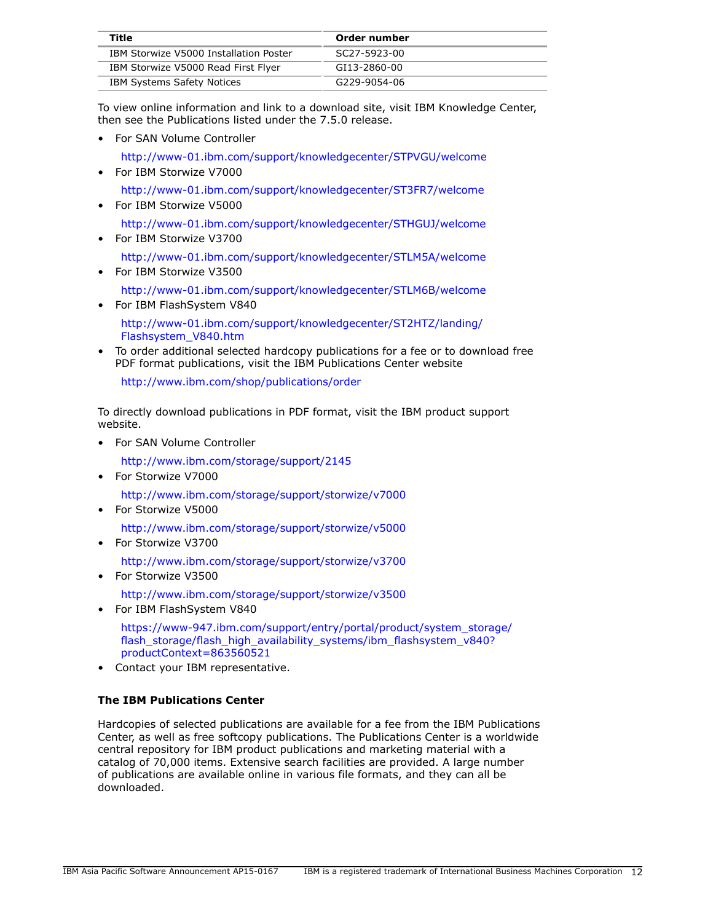| Title | Order number |
|---|---|
| IBM Storwize V5000 Installation Poster | SC27-5923-00 |
| IBM Storwize V5000 Read First Flyer | GI13-2860-00 |
| IBM Systems Safety Notices | G229-9054-06 |

To view online information and link to a download site, visit IBM Knowledge Center, then see the Publications listed under the 7.5.0 release.

- For SAN Volume Controller

  http://www-01.ibm.com/support/knowledgecenter/STPVGU/welcome
- For IBM Storwize V7000

  http://www-01.ibm.com/support/knowledgecenter/ST3FR7/welcome
- For IBM Storwize V5000

  http://www-01.ibm.com/support/knowledgecenter/STHGUJ/welcome
- For IBM Storwize V3700

  http://www-01.ibm.com/support/knowledgecenter/STLM5A/welcome
- For IBM Storwize V3500

  http://www-01.ibm.com/support/knowledgecenter/STLM6B/welcome
- For IBM FlashSystem V840

  http://www-01.ibm.com/support/knowledgecenter/ST2HTZ/landing/Flashsystem_V840.htm
- To order additional selected hardcopy publications for a fee or to download free PDF format publications, visit the IBM Publications Center website

  http://www.ibm.com/shop/publications/order

To directly download publications in PDF format, visit the IBM product support website.

- For SAN Volume Controller

  http://www.ibm.com/storage/support/2145
- For Storwize V7000

  http://www.ibm.com/storage/support/storwize/v7000
- For Storwize V5000

  http://www.ibm.com/storage/support/storwize/v5000
- For Storwize V3700

  http://www.ibm.com/storage/support/storwize/v3700
- For Storwize V3500

  http://www.ibm.com/storage/support/storwize/v3500
- For IBM FlashSystem V840

  https://www-947.ibm.com/support/entry/portal/product/system_storage/flash_storage/flash_high_availability_systems/ibm_flashsystem_v840?productContext=863560521
- Contact your IBM representative.

**The IBM Publications Center**

Hardcopies of selected publications are available for a fee from the IBM Publications Center, as well as free softcopy publications. The Publications Center is a worldwide central repository for IBM product publications and marketing material with a catalog of 70,000 items. Extensive search facilities are provided. A large number of publications are available online in various file formats, and they can all be downloaded.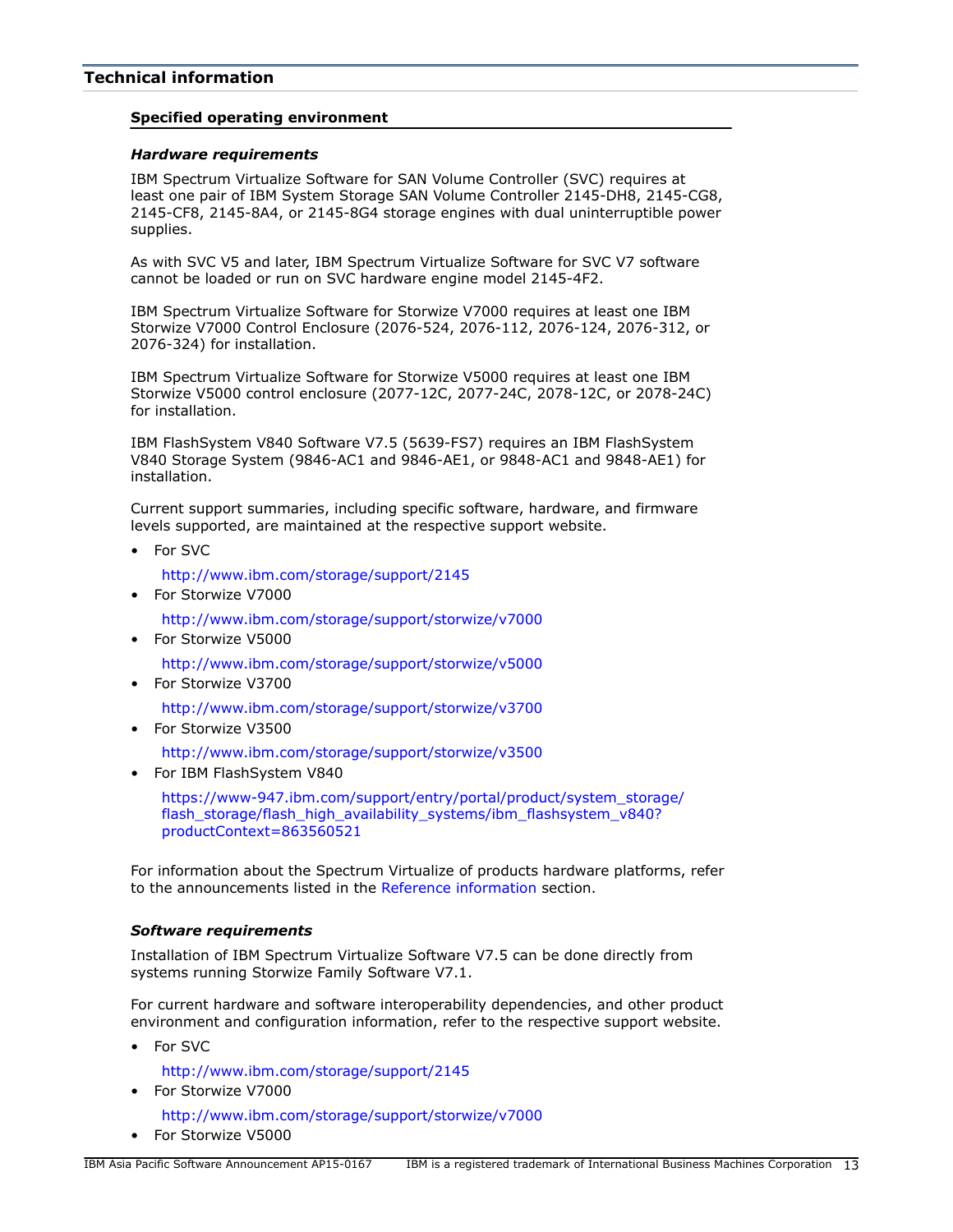## Technical information

### Specified operating environment

***Hardware requirements***

IBM Spectrum Virtualize Software for SAN Volume Controller (SVC) requires at least one pair of IBM System Storage SAN Volume Controller 2145-DH8, 2145-CG8, 2145-CF8, 2145-8A4, or 2145-8G4 storage engines with dual uninterruptible power supplies.

As with SVC V5 and later, IBM Spectrum Virtualize Software for SVC V7 software cannot be loaded or run on SVC hardware engine model 2145-4F2.

IBM Spectrum Virtualize Software for Storwize V7000 requires at least one IBM Storwize V7000 Control Enclosure (2076-524, 2076-112, 2076-124, 2076-312, or 2076-324) for installation.

IBM Spectrum Virtualize Software for Storwize V5000 requires at least one IBM Storwize V5000 control enclosure (2077-12C, 2077-24C, 2078-12C, or 2078-24C) for installation.

IBM FlashSystem V840 Software V7.5 (5639-FS7) requires an IBM FlashSystem V840 Storage System (9846-AC1 and 9846-AE1, or 9848-AC1 and 9848-AE1) for installation.

Current support summaries, including specific software, hardware, and firmware levels supported, are maintained at the respective support website.

- For SVC

  http://www.ibm.com/storage/support/2145
- For Storwize V7000

  http://www.ibm.com/storage/support/storwize/v7000
- For Storwize V5000

  http://www.ibm.com/storage/support/storwize/v5000
- For Storwize V3700

  http://www.ibm.com/storage/support/storwize/v3700
- For Storwize V3500

  http://www.ibm.com/storage/support/storwize/v3500
- For IBM FlashSystem V840

  https://www-947.ibm.com/support/entry/portal/product/system_storage/flash_storage/flash_high_availability_systems/ibm_flashsystem_v840?productContext=863560521

For information about the Spectrum Virtualize of products hardware platforms, refer to the announcements listed in the Reference information section.

***Software requirements***

Installation of IBM Spectrum Virtualize Software V7.5 can be done directly from systems running Storwize Family Software V7.1.

For current hardware and software interoperability dependencies, and other product environment and configuration information, refer to the respective support website.

- For SVC

  http://www.ibm.com/storage/support/2145
- For Storwize V7000

  http://www.ibm.com/storage/support/storwize/v7000
- For Storwize V5000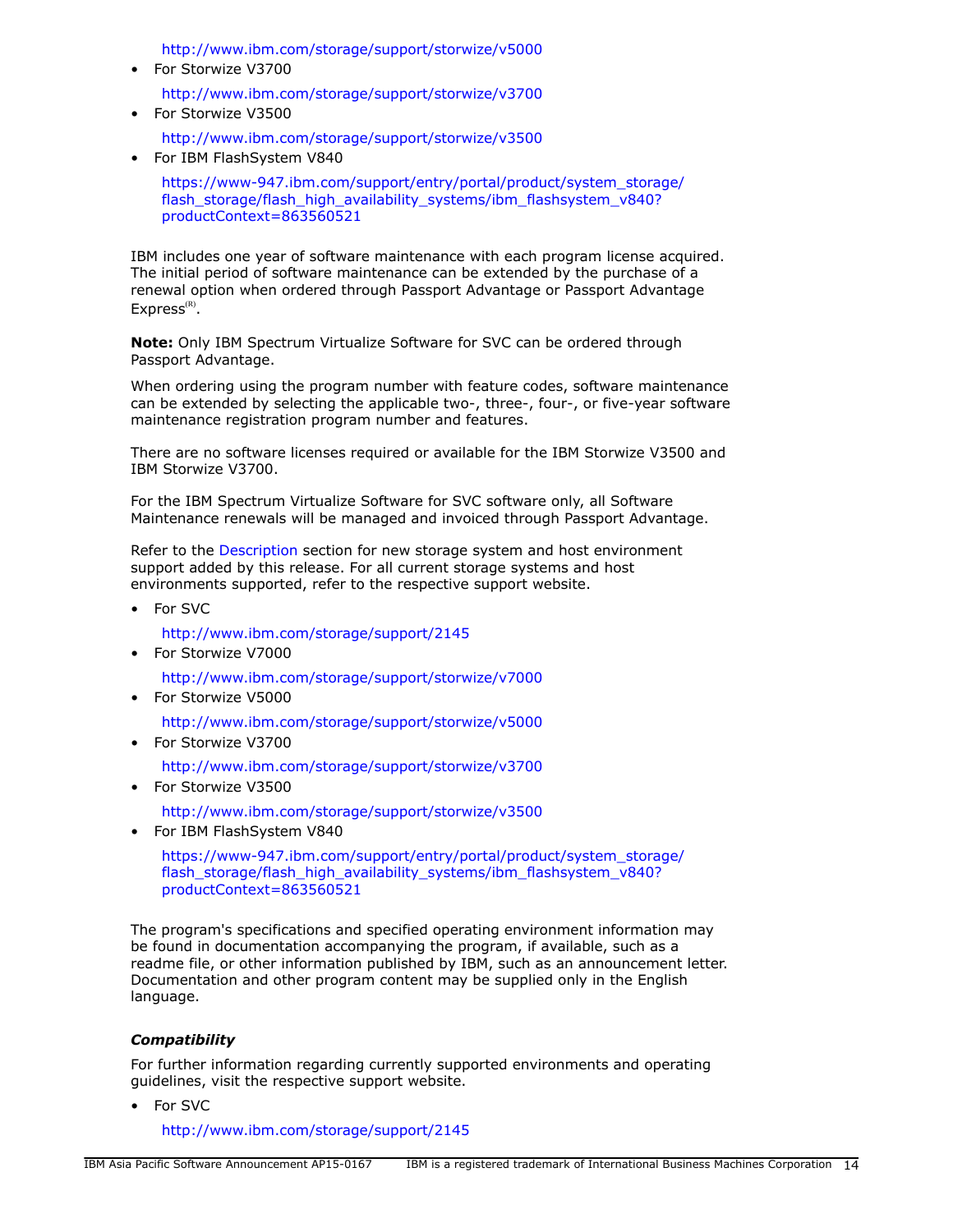http://www.ibm.com/storage/support/storwize/v5000

- For Storwize V3700

  http://www.ibm.com/storage/support/storwize/v3700

- For Storwize V3500

  http://www.ibm.com/storage/support/storwize/v3500

- For IBM FlashSystem V840

  https://www-947.ibm.com/support/entry/portal/product/system_storage/flash_storage/flash_high_availability_systems/ibm_flashsystem_v840?productContext=863560521

IBM includes one year of software maintenance with each program license acquired. The initial period of software maintenance can be extended by the purchase of a renewal option when ordered through Passport Advantage or Passport Advantage Express(R).

**Note:** Only IBM Spectrum Virtualize Software for SVC can be ordered through Passport Advantage.

When ordering using the program number with feature codes, software maintenance can be extended by selecting the applicable two-, three-, four-, or five-year software maintenance registration program number and features.

There are no software licenses required or available for the IBM Storwize V3500 and IBM Storwize V3700.

For the IBM Spectrum Virtualize Software for SVC software only, all Software Maintenance renewals will be managed and invoiced through Passport Advantage.

Refer to the Description section for new storage system and host environment support added by this release. For all current storage systems and host environments supported, refer to the respective support website.

- For SVC

  http://www.ibm.com/storage/support/2145

- For Storwize V7000

  http://www.ibm.com/storage/support/storwize/v7000

- For Storwize V5000

  http://www.ibm.com/storage/support/storwize/v5000

- For Storwize V3700

  http://www.ibm.com/storage/support/storwize/v3700

- For Storwize V3500

  http://www.ibm.com/storage/support/storwize/v3500

- For IBM FlashSystem V840

  https://www-947.ibm.com/support/entry/portal/product/system_storage/flash_storage/flash_high_availability_systems/ibm_flashsystem_v840?productContext=863560521

The program's specifications and specified operating environment information may be found in documentation accompanying the program, if available, such as a readme file, or other information published by IBM, such as an announcement letter. Documentation and other program content may be supplied only in the English language.

***Compatibility***

For further information regarding currently supported environments and operating guidelines, visit the respective support website.

- For SVC

  http://www.ibm.com/storage/support/2145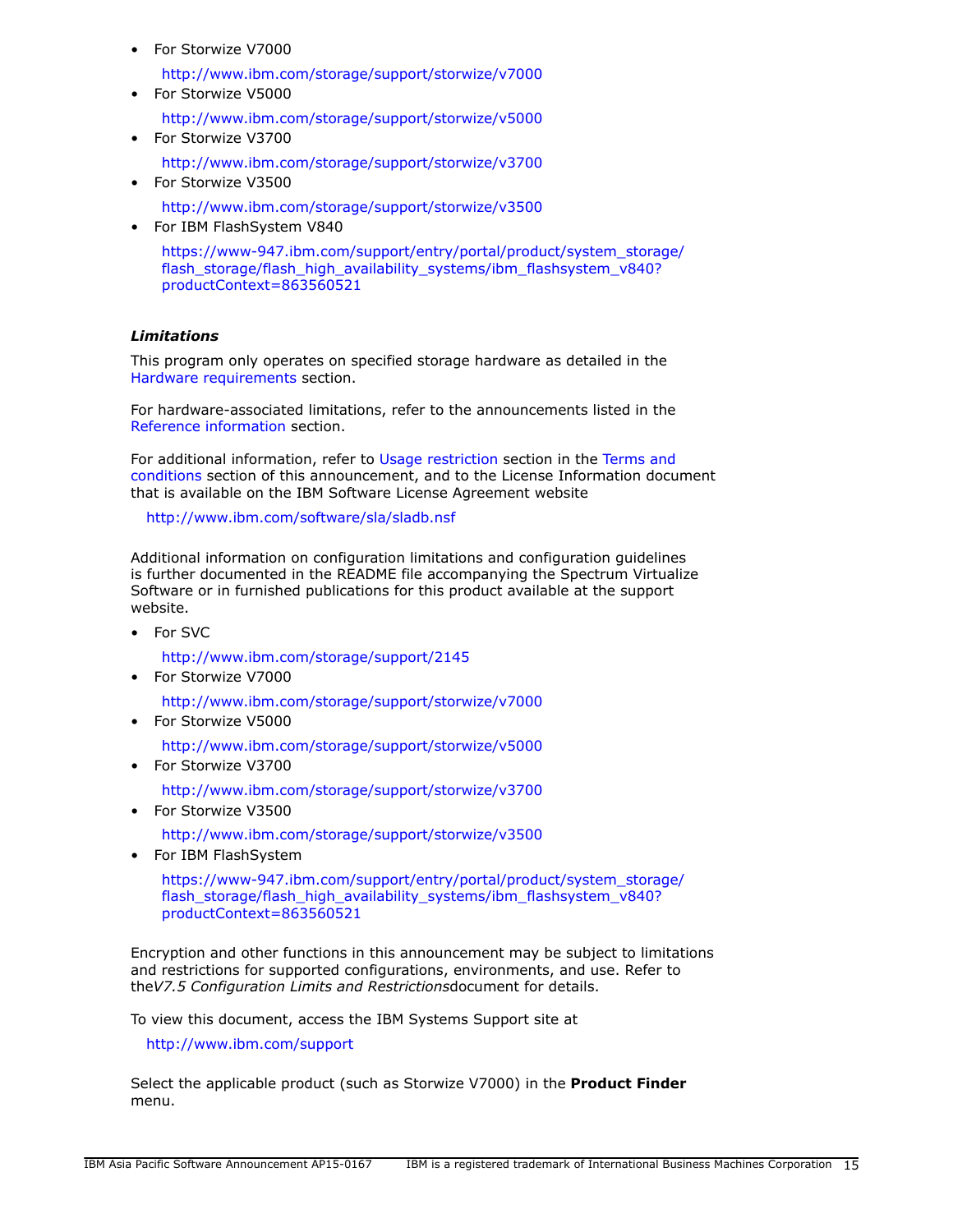- For Storwize V7000

  http://www.ibm.com/storage/support/storwize/v7000
- For Storwize V5000

  http://www.ibm.com/storage/support/storwize/v5000
- For Storwize V3700

  http://www.ibm.com/storage/support/storwize/v3700
- For Storwize V3500

  http://www.ibm.com/storage/support/storwize/v3500
- For IBM FlashSystem V840

  https://www-947.ibm.com/support/entry/portal/product/system_storage/flash_storage/flash_high_availability_systems/ibm_flashsystem_v840?productContext=863560521

### *Limitations*

This program only operates on specified storage hardware as detailed in the Hardware requirements section.

For hardware-associated limitations, refer to the announcements listed in the Reference information section.

For additional information, refer to Usage restriction section in the Terms and conditions section of this announcement, and to the License Information document that is available on the IBM Software License Agreement website

http://www.ibm.com/software/sla/sladb.nsf

Additional information on configuration limitations and configuration guidelines is further documented in the README file accompanying the Spectrum Virtualize Software or in furnished publications for this product available at the support website.

- For SVC

  http://www.ibm.com/storage/support/2145
- For Storwize V7000

  http://www.ibm.com/storage/support/storwize/v7000
- For Storwize V5000

  http://www.ibm.com/storage/support/storwize/v5000
- For Storwize V3700

  http://www.ibm.com/storage/support/storwize/v3700
- For Storwize V3500

  http://www.ibm.com/storage/support/storwize/v3500
- For IBM FlashSystem

  https://www-947.ibm.com/support/entry/portal/product/system_storage/flash_storage/flash_high_availability_systems/ibm_flashsystem_v840?productContext=863560521

Encryption and other functions in this announcement may be subject to limitations and restrictions for supported configurations, environments, and use. Refer to the*V7.5 Configuration Limits and Restrictions*document for details.

To view this document, access the IBM Systems Support site at

http://www.ibm.com/support

Select the applicable product (such as Storwize V7000) in the **Product Finder** menu.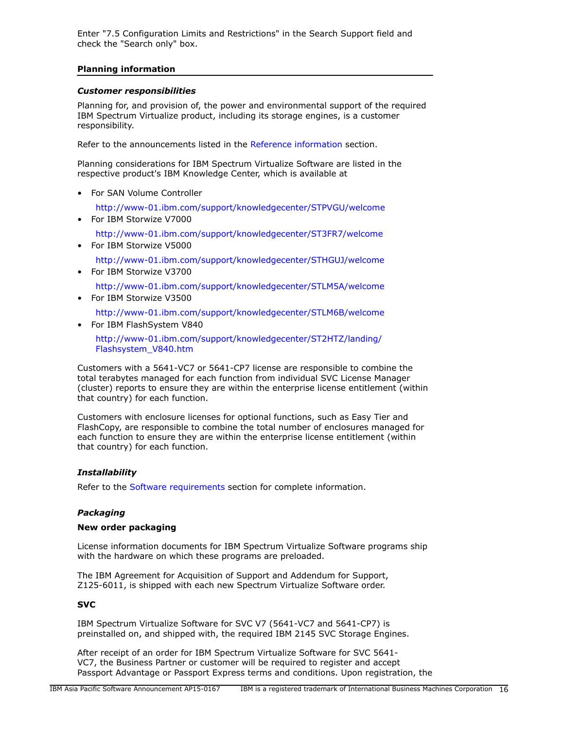Enter "7.5 Configuration Limits and Restrictions" in the Search Support field and check the "Search only" box.

## Planning information

### *Customer responsibilities*

Planning for, and provision of, the power and environmental support of the required IBM Spectrum Virtualize product, including its storage engines, is a customer responsibility.

Refer to the announcements listed in the Reference information section.

Planning considerations for IBM Spectrum Virtualize Software are listed in the respective product's IBM Knowledge Center, which is available at

- For SAN Volume Controller

  http://www-01.ibm.com/support/knowledgecenter/STPVGU/welcome
- For IBM Storwize V7000

  http://www-01.ibm.com/support/knowledgecenter/ST3FR7/welcome
- For IBM Storwize V5000

  http://www-01.ibm.com/support/knowledgecenter/STHGUJ/welcome
- For IBM Storwize V3700

  http://www-01.ibm.com/support/knowledgecenter/STLM5A/welcome
- For IBM Storwize V3500

  http://www-01.ibm.com/support/knowledgecenter/STLM6B/welcome
- For IBM FlashSystem V840

  http://www-01.ibm.com/support/knowledgecenter/ST2HTZ/landing/Flashsystem_V840.htm

Customers with a 5641-VC7 or 5641-CP7 license are responsible to combine the total terabytes managed for each function from individual SVC License Manager (cluster) reports to ensure they are within the enterprise license entitlement (within that country) for each function.

Customers with enclosure licenses for optional functions, such as Easy Tier and FlashCopy, are responsible to combine the total number of enclosures managed for each function to ensure they are within the enterprise license entitlement (within that country) for each function.

### *Installability*

Refer to the Software requirements section for complete information.

### *Packaging*

**New order packaging**

License information documents for IBM Spectrum Virtualize Software programs ship with the hardware on which these programs are preloaded.

The IBM Agreement for Acquisition of Support and Addendum for Support, Z125-6011, is shipped with each new Spectrum Virtualize Software order.

**SVC**

IBM Spectrum Virtualize Software for SVC V7 (5641-VC7 and 5641-CP7) is preinstalled on, and shipped with, the required IBM 2145 SVC Storage Engines.

After receipt of an order for IBM Spectrum Virtualize Software for SVC 5641-VC7, the Business Partner or customer will be required to register and accept Passport Advantage or Passport Express terms and conditions. Upon registration, the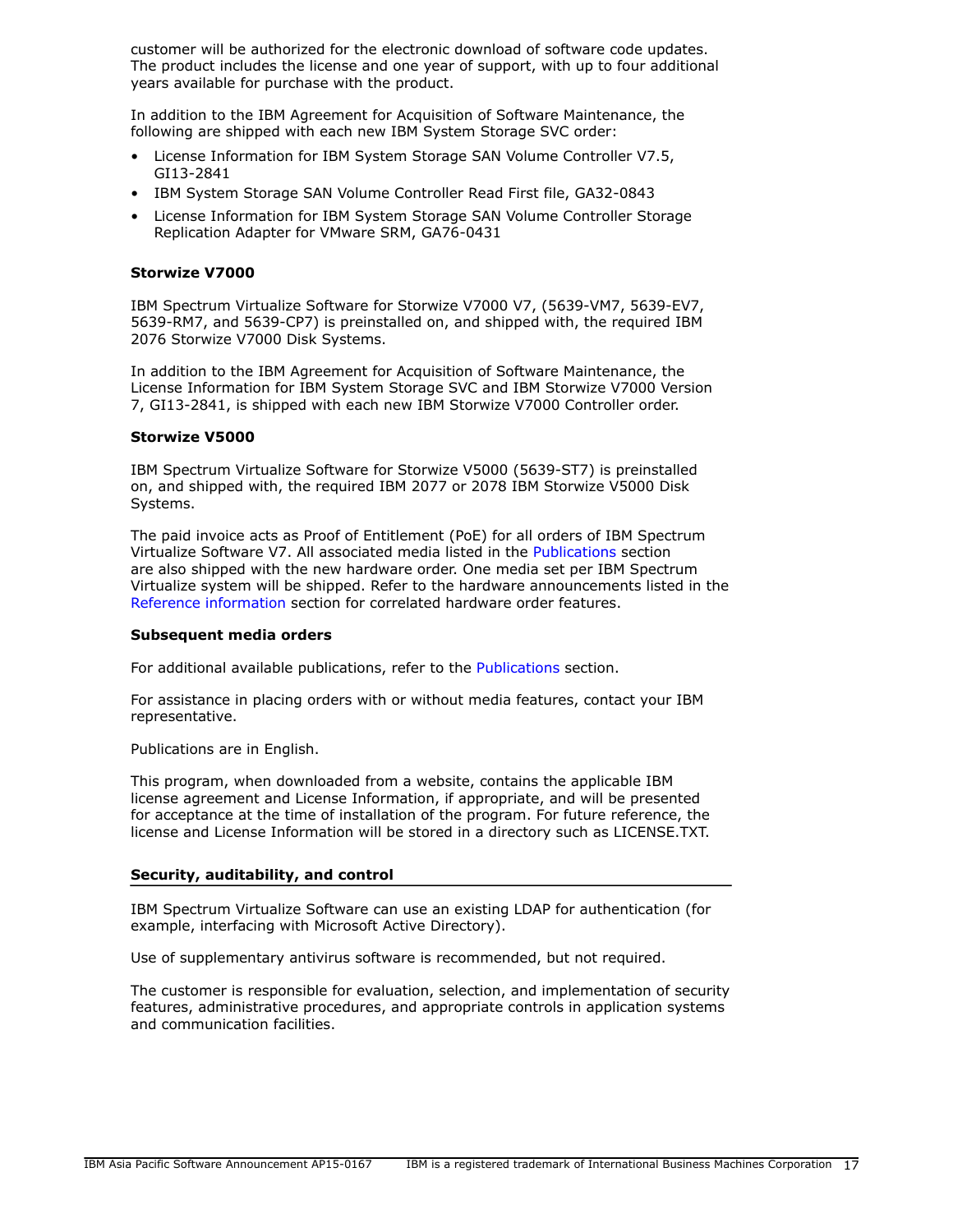customer will be authorized for the electronic download of software code updates. The product includes the license and one year of support, with up to four additional years available for purchase with the product.

In addition to the IBM Agreement for Acquisition of Software Maintenance, the following are shipped with each new IBM System Storage SVC order:

- License Information for IBM System Storage SAN Volume Controller V7.5, GI13-2841
- IBM System Storage SAN Volume Controller Read First file, GA32-0843
- License Information for IBM System Storage SAN Volume Controller Storage Replication Adapter for VMware SRM, GA76-0431

**Storwize V7000**

IBM Spectrum Virtualize Software for Storwize V7000 V7, (5639-VM7, 5639-EV7, 5639-RM7, and 5639-CP7) is preinstalled on, and shipped with, the required IBM 2076 Storwize V7000 Disk Systems.

In addition to the IBM Agreement for Acquisition of Software Maintenance, the License Information for IBM System Storage SVC and IBM Storwize V7000 Version 7, GI13-2841, is shipped with each new IBM Storwize V7000 Controller order.

**Storwize V5000**

IBM Spectrum Virtualize Software for Storwize V5000 (5639-ST7) is preinstalled on, and shipped with, the required IBM 2077 or 2078 IBM Storwize V5000 Disk Systems.

The paid invoice acts as Proof of Entitlement (PoE) for all orders of IBM Spectrum Virtualize Software V7. All associated media listed in the Publications section are also shipped with the new hardware order. One media set per IBM Spectrum Virtualize system will be shipped. Refer to the hardware announcements listed in the Reference information section for correlated hardware order features.

**Subsequent media orders**

For additional available publications, refer to the Publications section.

For assistance in placing orders with or without media features, contact your IBM representative.

Publications are in English.

This program, when downloaded from a website, contains the applicable IBM license agreement and License Information, if appropriate, and will be presented for acceptance at the time of installation of the program. For future reference, the license and License Information will be stored in a directory such as LICENSE.TXT.

## Security, auditability, and control

IBM Spectrum Virtualize Software can use an existing LDAP for authentication (for example, interfacing with Microsoft Active Directory).

Use of supplementary antivirus software is recommended, but not required.

The customer is responsible for evaluation, selection, and implementation of security features, administrative procedures, and appropriate controls in application systems and communication facilities.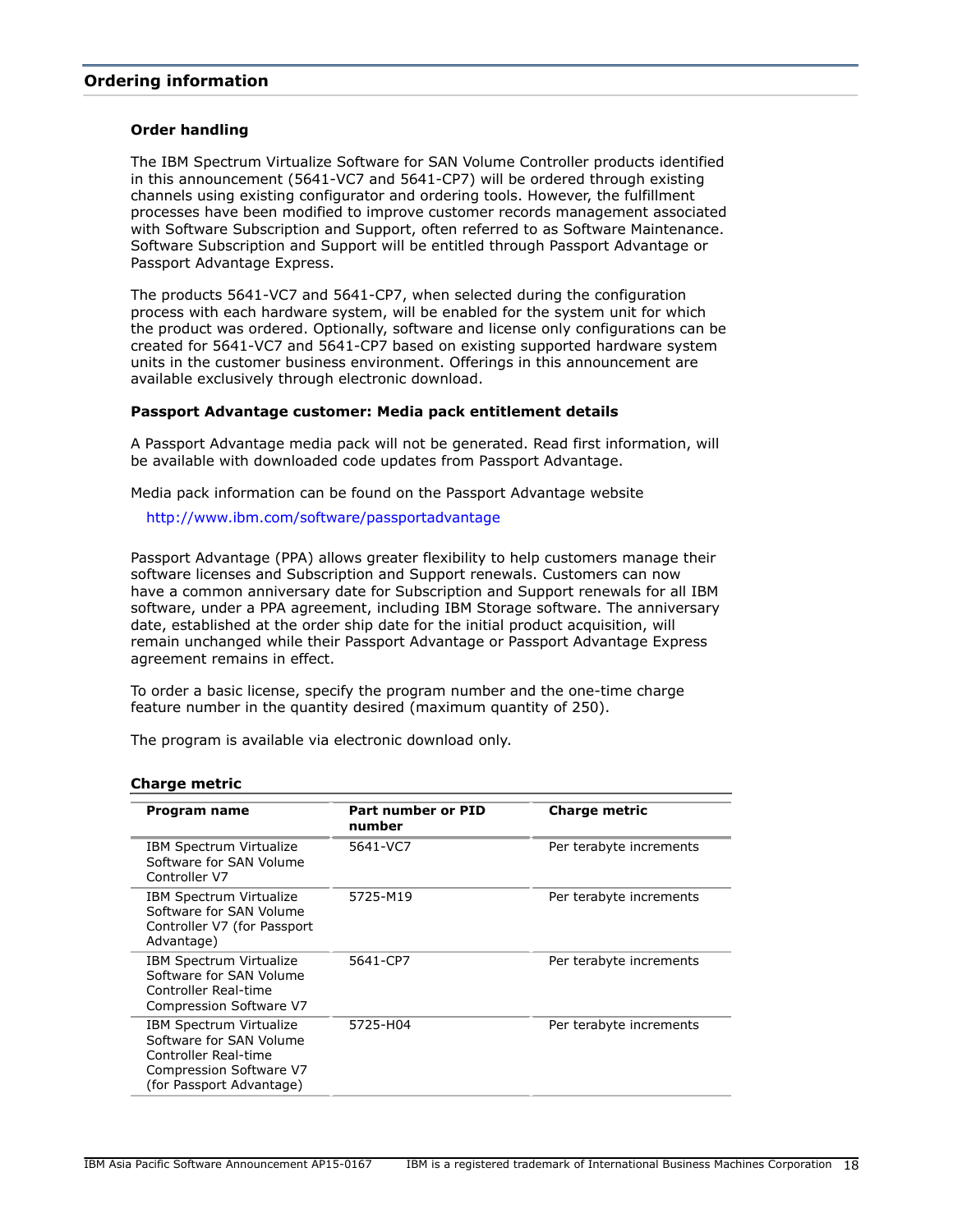## Ordering information

### Order handling

The IBM Spectrum Virtualize Software for SAN Volume Controller products identified in this announcement (5641-VC7 and 5641-CP7) will be ordered through existing channels using existing configurator and ordering tools. However, the fulfillment processes have been modified to improve customer records management associated with Software Subscription and Support, often referred to as Software Maintenance. Software Subscription and Support will be entitled through Passport Advantage or Passport Advantage Express.

The products 5641-VC7 and 5641-CP7, when selected during the configuration process with each hardware system, will be enabled for the system unit for which the product was ordered. Optionally, software and license only configurations can be created for 5641-VC7 and 5641-CP7 based on existing supported hardware system units in the customer business environment. Offerings in this announcement are available exclusively through electronic download.

### Passport Advantage customer: Media pack entitlement details

A Passport Advantage media pack will not be generated. Read first information, will be available with downloaded code updates from Passport Advantage.

Media pack information can be found on the Passport Advantage website

http://www.ibm.com/software/passportadvantage

Passport Advantage (PPA) allows greater flexibility to help customers manage their software licenses and Subscription and Support renewals. Customers can now have a common anniversary date for Subscription and Support renewals for all IBM software, under a PPA agreement, including IBM Storage software. The anniversary date, established at the order ship date for the initial product acquisition, will remain unchanged while their Passport Advantage or Passport Advantage Express agreement remains in effect.

To order a basic license, specify the program number and the one-time charge feature number in the quantity desired (maximum quantity of 250).

The program is available via electronic download only.

### Charge metric

| Program name | Part number or PID number | Charge metric |
|---|---|---|
| IBM Spectrum Virtualize Software for SAN Volume Controller V7 | 5641-VC7 | Per terabyte increments |
| IBM Spectrum Virtualize Software for SAN Volume Controller V7 (for Passport Advantage) | 5725-M19 | Per terabyte increments |
| IBM Spectrum Virtualize Software for SAN Volume Controller Real-time Compression Software V7 | 5641-CP7 | Per terabyte increments |
| IBM Spectrum Virtualize Software for SAN Volume Controller Real-time Compression Software V7 (for Passport Advantage) | 5725-H04 | Per terabyte increments |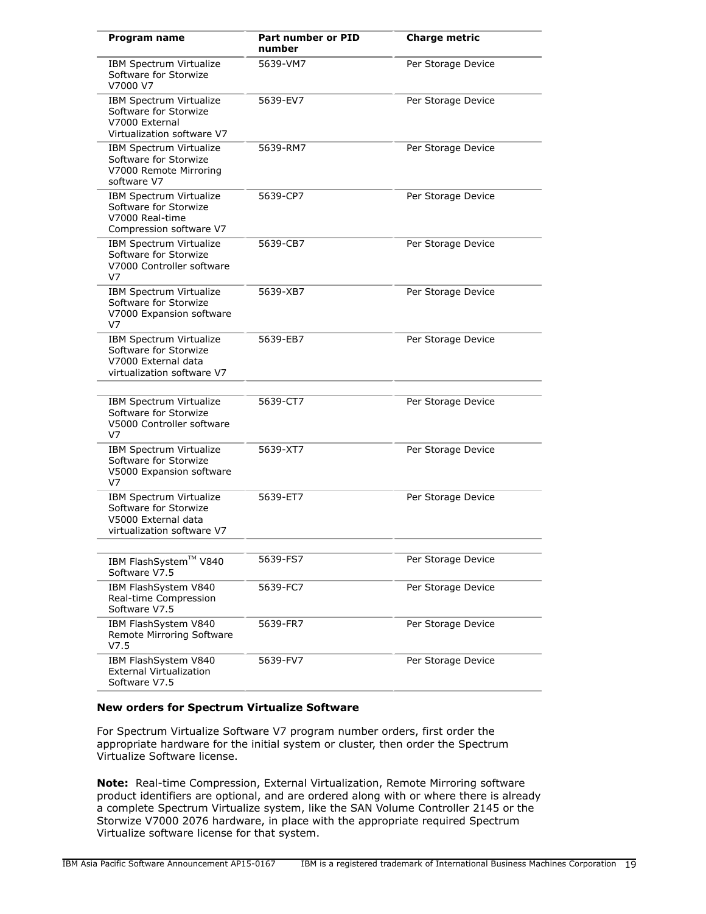| Program name | Part number or PID number | Charge metric |
| --- | --- | --- |
| IBM Spectrum Virtualize Software for Storwize V7000 V7 | 5639-VM7 | Per Storage Device |
| IBM Spectrum Virtualize Software for Storwize V7000 External Virtualization software V7 | 5639-EV7 | Per Storage Device |
| IBM Spectrum Virtualize Software for Storwize V7000 Remote Mirroring software V7 | 5639-RM7 | Per Storage Device |
| IBM Spectrum Virtualize Software for Storwize V7000 Real-time Compression software V7 | 5639-CP7 | Per Storage Device |
| IBM Spectrum Virtualize Software for Storwize V7000 Controller software V7 | 5639-CB7 | Per Storage Device |
| IBM Spectrum Virtualize Software for Storwize V7000 Expansion software V7 | 5639-XB7 | Per Storage Device |
| IBM Spectrum Virtualize Software for Storwize V7000 External data virtualization software V7 | 5639-EB7 | Per Storage Device |
| | | |
| IBM Spectrum Virtualize Software for Storwize V5000 Controller software V7 | 5639-CT7 | Per Storage Device |
| IBM Spectrum Virtualize Software for Storwize V5000 Expansion software V7 | 5639-XT7 | Per Storage Device |
| IBM Spectrum Virtualize Software for Storwize V5000 External data virtualization software V7 | 5639-ET7 | Per Storage Device |
| | | |
| IBM FlashSystem™ V840 Software V7.5 | 5639-FS7 | Per Storage Device |
| IBM FlashSystem V840 Real-time Compression Software V7.5 | 5639-FC7 | Per Storage Device |
| IBM FlashSystem V840 Remote Mirroring Software V7.5 | 5639-FR7 | Per Storage Device |
| IBM FlashSystem V840 External Virtualization Software V7.5 | 5639-FV7 | Per Storage Device |

### New orders for Spectrum Virtualize Software

For Spectrum Virtualize Software V7 program number orders, first order the appropriate hardware for the initial system or cluster, then order the Spectrum Virtualize Software license.

**Note:** Real-time Compression, External Virtualization, Remote Mirroring software product identifiers are optional, and are ordered along with or where there is already a complete Spectrum Virtualize system, like the SAN Volume Controller 2145 or the Storwize V7000 2076 hardware, in place with the appropriate required Spectrum Virtualize software license for that system.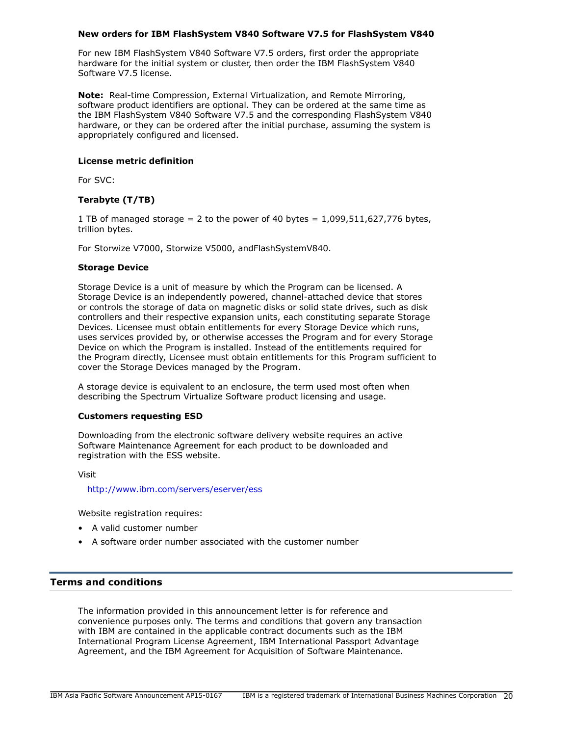### New orders for IBM FlashSystem V840 Software V7.5 for FlashSystem V840

For new IBM FlashSystem V840 Software V7.5 orders, first order the appropriate hardware for the initial system or cluster, then order the IBM FlashSystem V840 Software V7.5 license.

**Note:** Real-time Compression, External Virtualization, and Remote Mirroring, software product identifiers are optional. They can be ordered at the same time as the IBM FlashSystem V840 Software V7.5 and the corresponding FlashSystem V840 hardware, or they can be ordered after the initial purchase, assuming the system is appropriately configured and licensed.

### License metric definition

For SVC:

### Terabyte (T/TB)

1 TB of managed storage = 2 to the power of 40 bytes = 1,099,511,627,776 bytes, trillion bytes.

For Storwize V7000, Storwize V5000, andFlashSystemV840.

### Storage Device

Storage Device is a unit of measure by which the Program can be licensed. A Storage Device is an independently powered, channel-attached device that stores or controls the storage of data on magnetic disks or solid state drives, such as disk controllers and their respective expansion units, each constituting separate Storage Devices. Licensee must obtain entitlements for every Storage Device which runs, uses services provided by, or otherwise accesses the Program and for every Storage Device on which the Program is installed. Instead of the entitlements required for the Program directly, Licensee must obtain entitlements for this Program sufficient to cover the Storage Devices managed by the Program.

A storage device is equivalent to an enclosure, the term used most often when describing the Spectrum Virtualize Software product licensing and usage.

### Customers requesting ESD

Downloading from the electronic software delivery website requires an active Software Maintenance Agreement for each product to be downloaded and registration with the ESS website.

Visit

http://www.ibm.com/servers/eserver/ess

Website registration requires:

- A valid customer number
- A software order number associated with the customer number

## Terms and conditions

The information provided in this announcement letter is for reference and convenience purposes only. The terms and conditions that govern any transaction with IBM are contained in the applicable contract documents such as the IBM International Program License Agreement, IBM International Passport Advantage Agreement, and the IBM Agreement for Acquisition of Software Maintenance.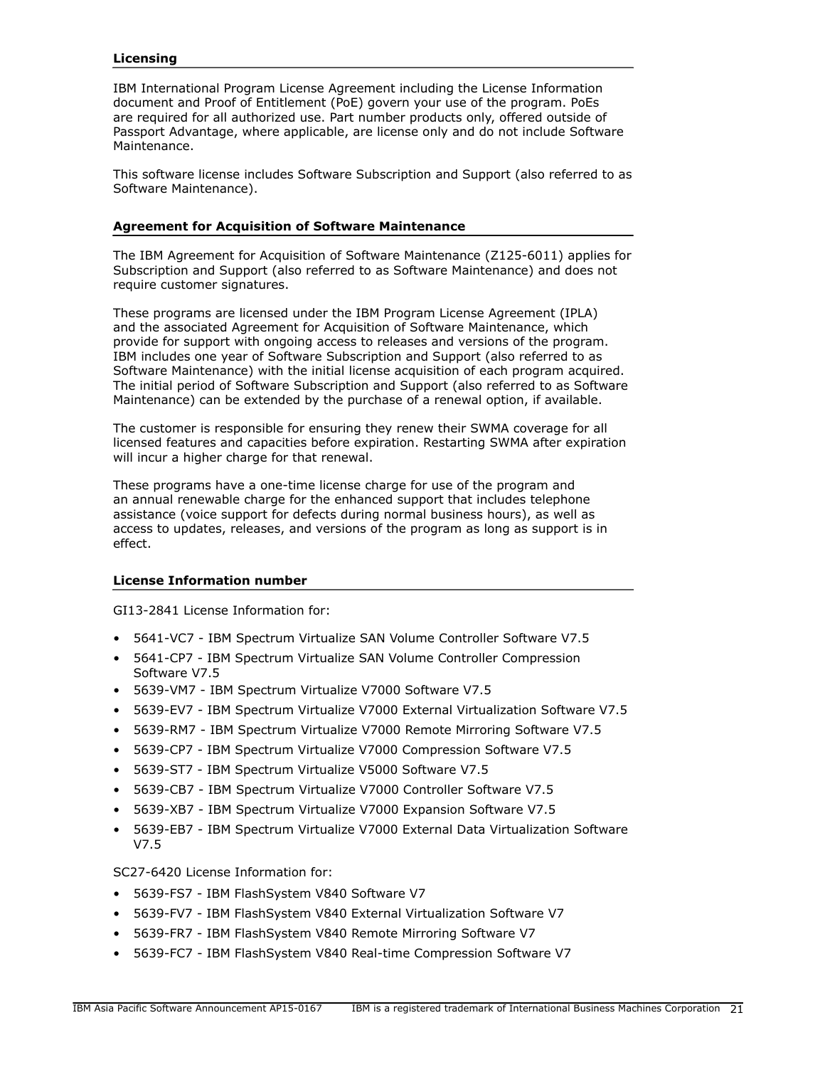## Licensing

IBM International Program License Agreement including the License Information document and Proof of Entitlement (PoE) govern your use of the program. PoEs are required for all authorized use. Part number products only, offered outside of Passport Advantage, where applicable, are license only and do not include Software Maintenance.

This software license includes Software Subscription and Support (also referred to as Software Maintenance).

## Agreement for Acquisition of Software Maintenance

The IBM Agreement for Acquisition of Software Maintenance (Z125-6011) applies for Subscription and Support (also referred to as Software Maintenance) and does not require customer signatures.

These programs are licensed under the IBM Program License Agreement (IPLA) and the associated Agreement for Acquisition of Software Maintenance, which provide for support with ongoing access to releases and versions of the program. IBM includes one year of Software Subscription and Support (also referred to as Software Maintenance) with the initial license acquisition of each program acquired. The initial period of Software Subscription and Support (also referred to as Software Maintenance) can be extended by the purchase of a renewal option, if available.

The customer is responsible for ensuring they renew their SWMA coverage for all licensed features and capacities before expiration. Restarting SWMA after expiration will incur a higher charge for that renewal.

These programs have a one-time license charge for use of the program and an annual renewable charge for the enhanced support that includes telephone assistance (voice support for defects during normal business hours), as well as access to updates, releases, and versions of the program as long as support is in effect.

## License Information number

GI13-2841 License Information for:

- 5641-VC7 - IBM Spectrum Virtualize SAN Volume Controller Software V7.5
- 5641-CP7 - IBM Spectrum Virtualize SAN Volume Controller Compression Software V7.5
- 5639-VM7 - IBM Spectrum Virtualize V7000 Software V7.5
- 5639-EV7 - IBM Spectrum Virtualize V7000 External Virtualization Software V7.5
- 5639-RM7 - IBM Spectrum Virtualize V7000 Remote Mirroring Software V7.5
- 5639-CP7 - IBM Spectrum Virtualize V7000 Compression Software V7.5
- 5639-ST7 - IBM Spectrum Virtualize V5000 Software V7.5
- 5639-CB7 - IBM Spectrum Virtualize V7000 Controller Software V7.5
- 5639-XB7 - IBM Spectrum Virtualize V7000 Expansion Software V7.5
- 5639-EB7 - IBM Spectrum Virtualize V7000 External Data Virtualization Software V7.5

SC27-6420 License Information for:

- 5639-FS7 - IBM FlashSystem V840 Software V7
- 5639-FV7 - IBM FlashSystem V840 External Virtualization Software V7
- 5639-FR7 - IBM FlashSystem V840 Remote Mirroring Software V7
- 5639-FC7 - IBM FlashSystem V840 Real-time Compression Software V7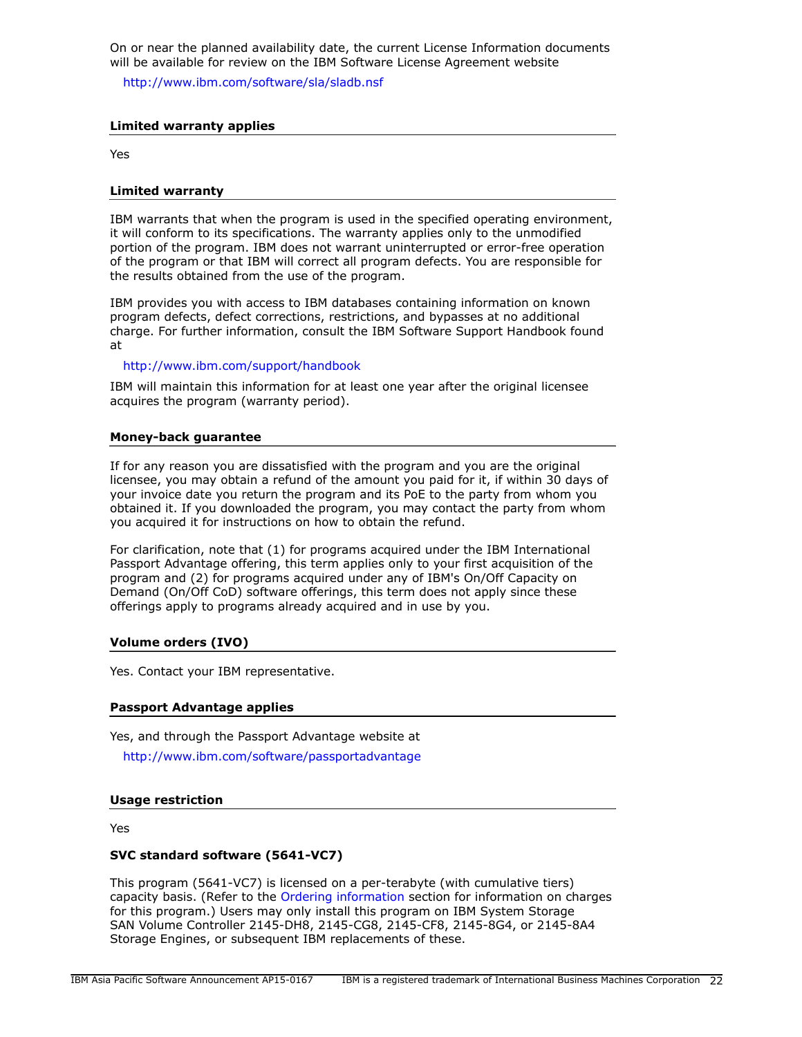On or near the planned availability date, the current License Information documents will be available for review on the IBM Software License Agreement website

http://www.ibm.com/software/sla/sladb.nsf

### Limited warranty applies

Yes

### Limited warranty

IBM warrants that when the program is used in the specified operating environment, it will conform to its specifications. The warranty applies only to the unmodified portion of the program. IBM does not warrant uninterrupted or error-free operation of the program or that IBM will correct all program defects. You are responsible for the results obtained from the use of the program.

IBM provides you with access to IBM databases containing information on known program defects, defect corrections, restrictions, and bypasses at no additional charge. For further information, consult the IBM Software Support Handbook found at

http://www.ibm.com/support/handbook

IBM will maintain this information for at least one year after the original licensee acquires the program (warranty period).

### Money-back guarantee

If for any reason you are dissatisfied with the program and you are the original licensee, you may obtain a refund of the amount you paid for it, if within 30 days of your invoice date you return the program and its PoE to the party from whom you obtained it. If you downloaded the program, you may contact the party from whom you acquired it for instructions on how to obtain the refund.

For clarification, note that (1) for programs acquired under the IBM International Passport Advantage offering, this term applies only to your first acquisition of the program and (2) for programs acquired under any of IBM's On/Off Capacity on Demand (On/Off CoD) software offerings, this term does not apply since these offerings apply to programs already acquired and in use by you.

### Volume orders (IVO)

Yes. Contact your IBM representative.

### Passport Advantage applies

Yes, and through the Passport Advantage website at

http://www.ibm.com/software/passportadvantage

### Usage restriction

Yes

**SVC standard software (5641-VC7)**

This program (5641-VC7) is licensed on a per-terabyte (with cumulative tiers) capacity basis. (Refer to the Ordering information section for information on charges for this program.) Users may only install this program on IBM System Storage SAN Volume Controller 2145-DH8, 2145-CG8, 2145-CF8, 2145-8G4, or 2145-8A4 Storage Engines, or subsequent IBM replacements of these.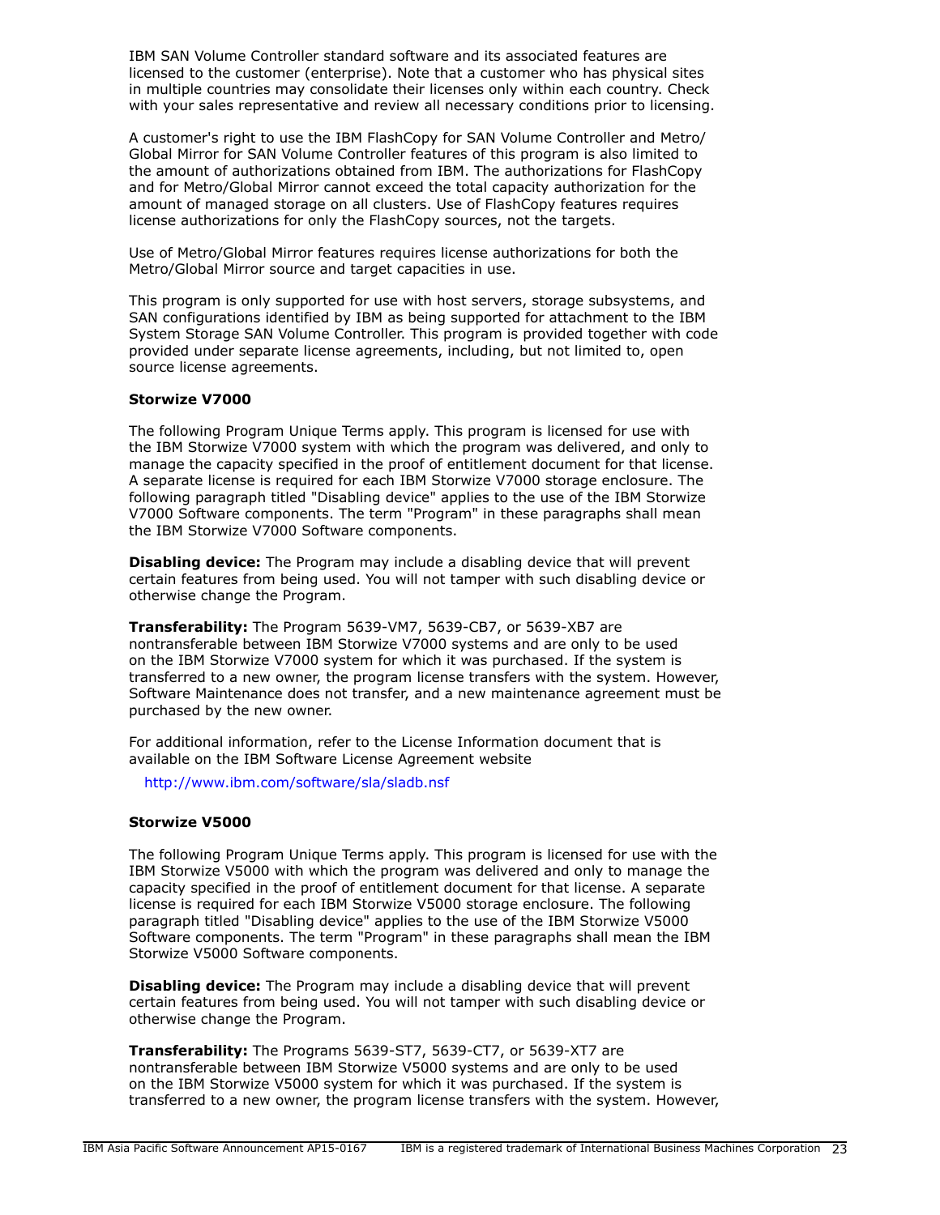IBM SAN Volume Controller standard software and its associated features are licensed to the customer (enterprise). Note that a customer who has physical sites in multiple countries may consolidate their licenses only within each country. Check with your sales representative and review all necessary conditions prior to licensing.

A customer's right to use the IBM FlashCopy for SAN Volume Controller and Metro/Global Mirror for SAN Volume Controller features of this program is also limited to the amount of authorizations obtained from IBM. The authorizations for FlashCopy and for Metro/Global Mirror cannot exceed the total capacity authorization for the amount of managed storage on all clusters. Use of FlashCopy features requires license authorizations for only the FlashCopy sources, not the targets.

Use of Metro/Global Mirror features requires license authorizations for both the Metro/Global Mirror source and target capacities in use.

This program is only supported for use with host servers, storage subsystems, and SAN configurations identified by IBM as being supported for attachment to the IBM System Storage SAN Volume Controller. This program is provided together with code provided under separate license agreements, including, but not limited to, open source license agreements.

**Storwize V7000**

The following Program Unique Terms apply. This program is licensed for use with the IBM Storwize V7000 system with which the program was delivered, and only to manage the capacity specified in the proof of entitlement document for that license. A separate license is required for each IBM Storwize V7000 storage enclosure. The following paragraph titled "Disabling device" applies to the use of the IBM Storwize V7000 Software components. The term "Program" in these paragraphs shall mean the IBM Storwize V7000 Software components.

**Disabling device:** The Program may include a disabling device that will prevent certain features from being used. You will not tamper with such disabling device or otherwise change the Program.

**Transferability:** The Program 5639-VM7, 5639-CB7, or 5639-XB7 are nontransferable between IBM Storwize V7000 systems and are only to be used on the IBM Storwize V7000 system for which it was purchased. If the system is transferred to a new owner, the program license transfers with the system. However, Software Maintenance does not transfer, and a new maintenance agreement must be purchased by the new owner.

For additional information, refer to the License Information document that is available on the IBM Software License Agreement website

http://www.ibm.com/software/sla/sladb.nsf

**Storwize V5000**

The following Program Unique Terms apply. This program is licensed for use with the IBM Storwize V5000 with which the program was delivered and only to manage the capacity specified in the proof of entitlement document for that license. A separate license is required for each IBM Storwize V5000 storage enclosure. The following paragraph titled "Disabling device" applies to the use of the IBM Storwize V5000 Software components. The term "Program" in these paragraphs shall mean the IBM Storwize V5000 Software components.

**Disabling device:** The Program may include a disabling device that will prevent certain features from being used. You will not tamper with such disabling device or otherwise change the Program.

**Transferability:** The Programs 5639-ST7, 5639-CT7, or 5639-XT7 are nontransferable between IBM Storwize V5000 systems and are only to be used on the IBM Storwize V5000 system for which it was purchased. If the system is transferred to a new owner, the program license transfers with the system. However,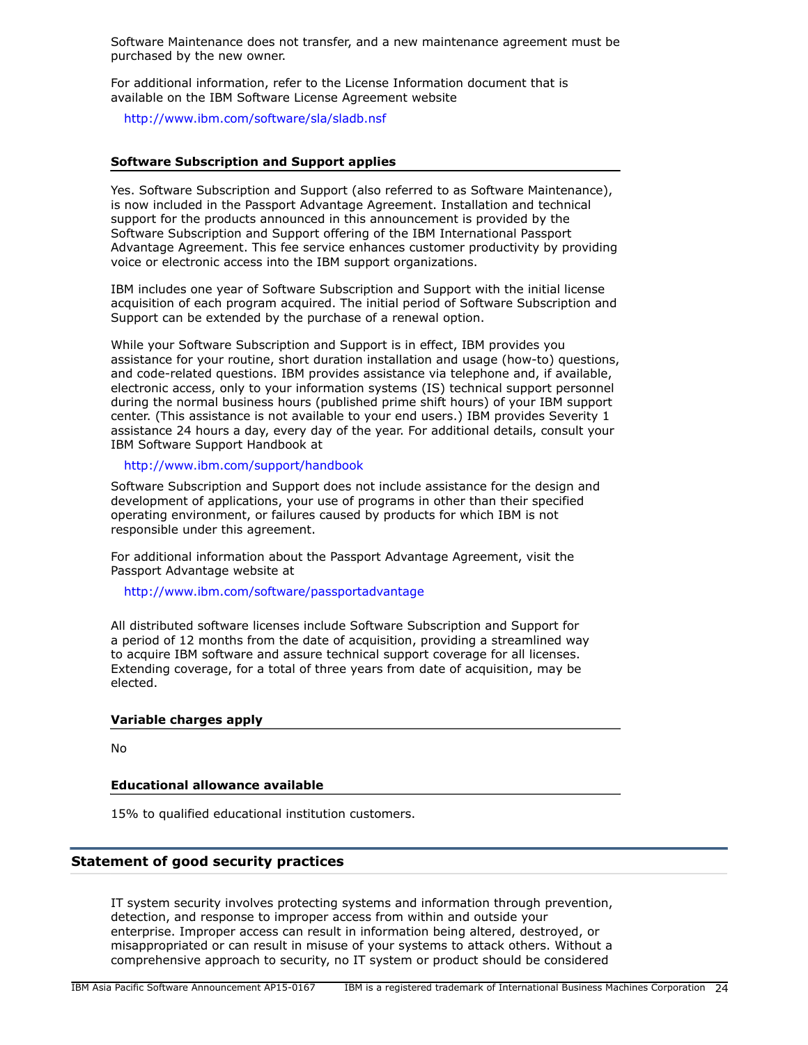Software Maintenance does not transfer, and a new maintenance agreement must be purchased by the new owner.

For additional information, refer to the License Information document that is available on the IBM Software License Agreement website

http://www.ibm.com/software/sla/sladb.nsf

### Software Subscription and Support applies

Yes. Software Subscription and Support (also referred to as Software Maintenance), is now included in the Passport Advantage Agreement. Installation and technical support for the products announced in this announcement is provided by the Software Subscription and Support offering of the IBM International Passport Advantage Agreement. This fee service enhances customer productivity by providing voice or electronic access into the IBM support organizations.

IBM includes one year of Software Subscription and Support with the initial license acquisition of each program acquired. The initial period of Software Subscription and Support can be extended by the purchase of a renewal option.

While your Software Subscription and Support is in effect, IBM provides you assistance for your routine, short duration installation and usage (how-to) questions, and code-related questions. IBM provides assistance via telephone and, if available, electronic access, only to your information systems (IS) technical support personnel during the normal business hours (published prime shift hours) of your IBM support center. (This assistance is not available to your end users.) IBM provides Severity 1 assistance 24 hours a day, every day of the year. For additional details, consult your IBM Software Support Handbook at

http://www.ibm.com/support/handbook

Software Subscription and Support does not include assistance for the design and development of applications, your use of programs in other than their specified operating environment, or failures caused by products for which IBM is not responsible under this agreement.

For additional information about the Passport Advantage Agreement, visit the Passport Advantage website at

http://www.ibm.com/software/passportadvantage

All distributed software licenses include Software Subscription and Support for a period of 12 months from the date of acquisition, providing a streamlined way to acquire IBM software and assure technical support coverage for all licenses. Extending coverage, for a total of three years from date of acquisition, may be elected.

### Variable charges apply

No

### Educational allowance available

15% to qualified educational institution customers.

## Statement of good security practices

IT system security involves protecting systems and information through prevention, detection, and response to improper access from within and outside your enterprise. Improper access can result in information being altered, destroyed, or misappropriated or can result in misuse of your systems to attack others. Without a comprehensive approach to security, no IT system or product should be considered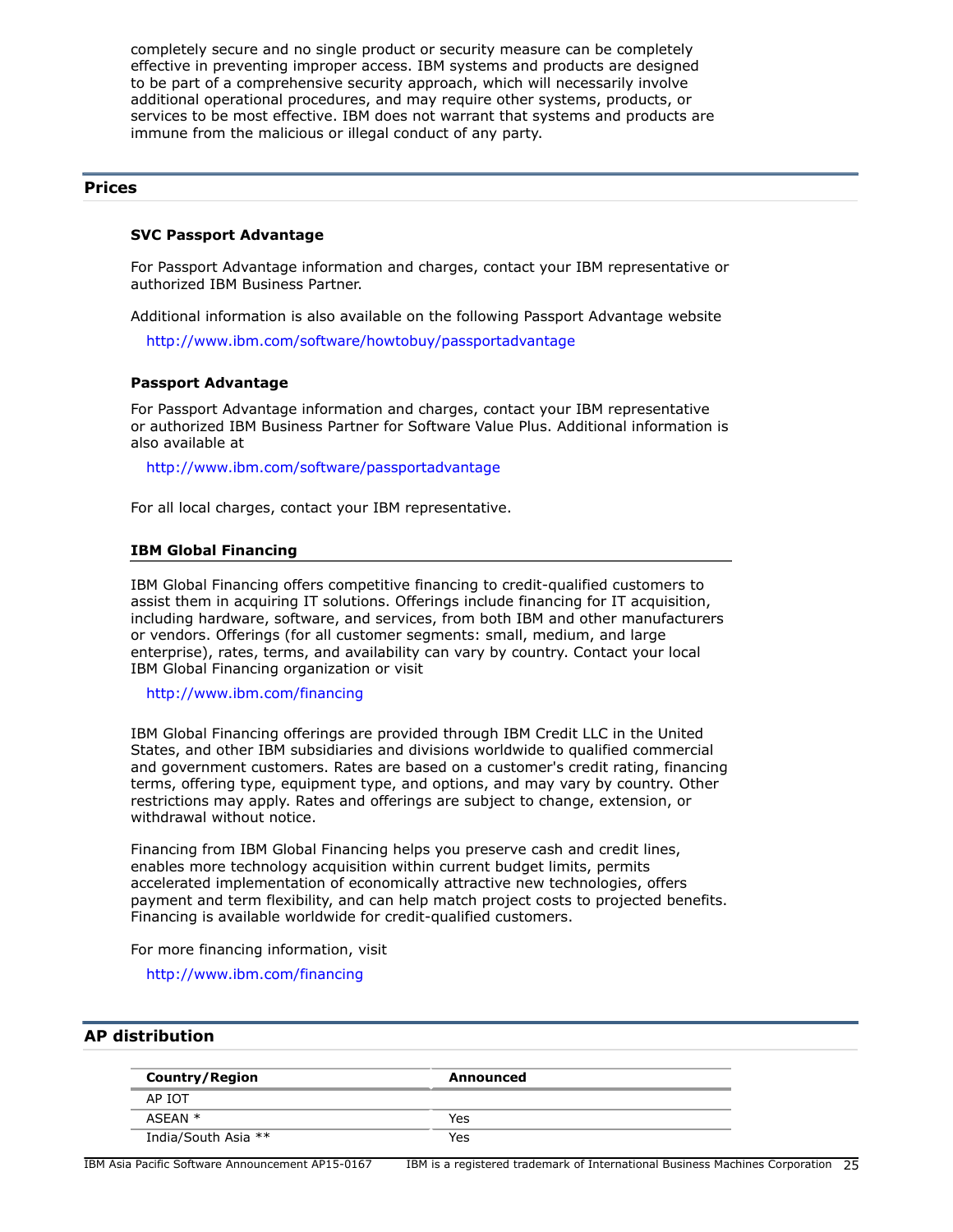completely secure and no single product or security measure can be completely effective in preventing improper access. IBM systems and products are designed to be part of a comprehensive security approach, which will necessarily involve additional operational procedures, and may require other systems, products, or services to be most effective. IBM does not warrant that systems and products are immune from the malicious or illegal conduct of any party.

## Prices

### SVC Passport Advantage

For Passport Advantage information and charges, contact your IBM representative or authorized IBM Business Partner.

Additional information is also available on the following Passport Advantage website

http://www.ibm.com/software/howtobuy/passportadvantage

### Passport Advantage

For Passport Advantage information and charges, contact your IBM representative or authorized IBM Business Partner for Software Value Plus. Additional information is also available at

http://www.ibm.com/software/passportadvantage

For all local charges, contact your IBM representative.

### IBM Global Financing

IBM Global Financing offers competitive financing to credit-qualified customers to assist them in acquiring IT solutions. Offerings include financing for IT acquisition, including hardware, software, and services, from both IBM and other manufacturers or vendors. Offerings (for all customer segments: small, medium, and large enterprise), rates, terms, and availability can vary by country. Contact your local IBM Global Financing organization or visit

http://www.ibm.com/financing

IBM Global Financing offerings are provided through IBM Credit LLC in the United States, and other IBM subsidiaries and divisions worldwide to qualified commercial and government customers. Rates are based on a customer's credit rating, financing terms, offering type, equipment type, and options, and may vary by country. Other restrictions may apply. Rates and offerings are subject to change, extension, or withdrawal without notice.

Financing from IBM Global Financing helps you preserve cash and credit lines, enables more technology acquisition within current budget limits, permits accelerated implementation of economically attractive new technologies, offers payment and term flexibility, and can help match project costs to projected benefits. Financing is available worldwide for credit-qualified customers.

For more financing information, visit

http://www.ibm.com/financing

## AP distribution

| Country/Region | Announced |
|---|---|
| AP IOT | |
| ASEAN * | Yes |
| India/South Asia ** | Yes |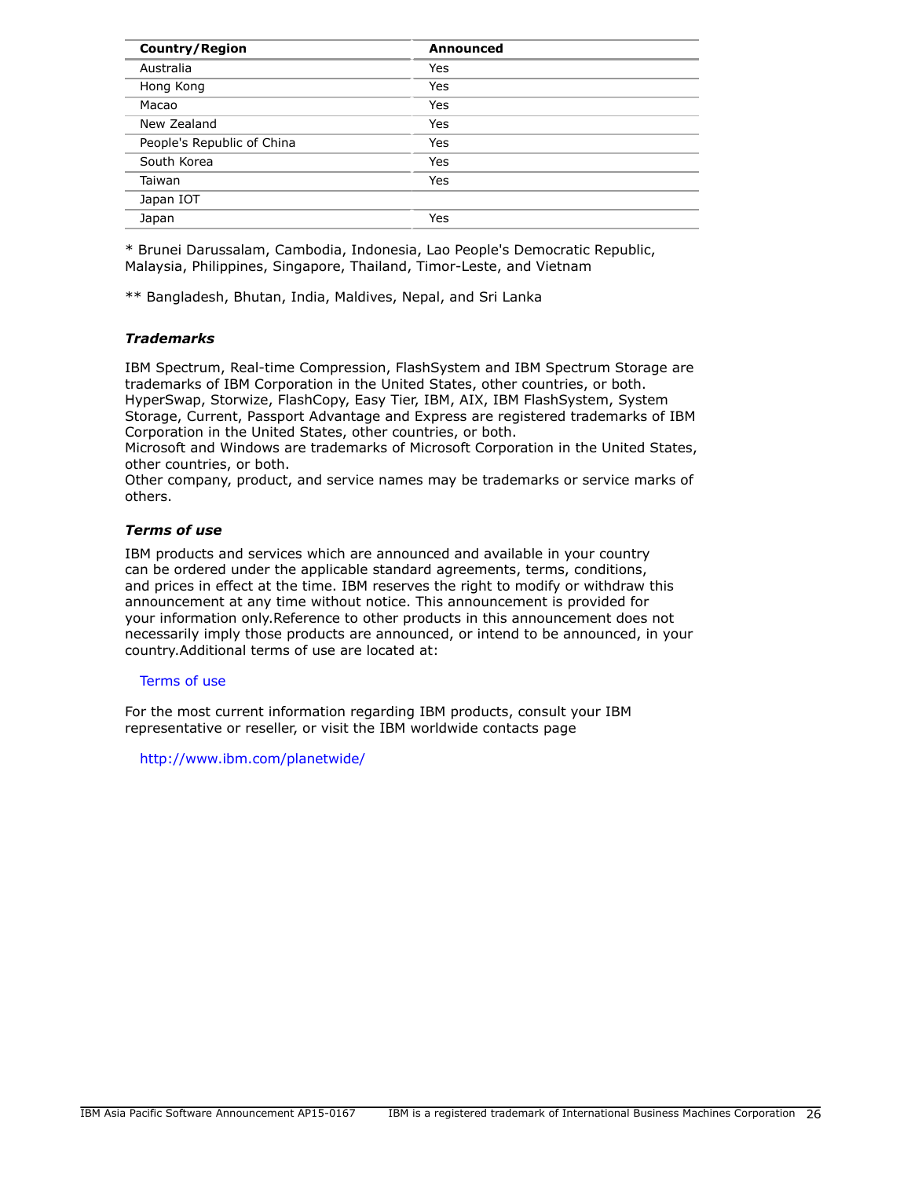| Country/Region | Announced |
| --- | --- |
| Australia | Yes |
| Hong Kong | Yes |
| Macao | Yes |
| New Zealand | Yes |
| People's Republic of China | Yes |
| South Korea | Yes |
| Taiwan | Yes |
| Japan IOT | |
| Japan | Yes |

* Brunei Darussalam, Cambodia, Indonesia, Lao People's Democratic Republic, Malaysia, Philippines, Singapore, Thailand, Timor-Leste, and Vietnam

** Bangladesh, Bhutan, India, Maldives, Nepal, and Sri Lanka

### *Trademarks*

IBM Spectrum, Real-time Compression, FlashSystem and IBM Spectrum Storage are trademarks of IBM Corporation in the United States, other countries, or both. HyperSwap, Storwize, FlashCopy, Easy Tier, IBM, AIX, IBM FlashSystem, System Storage, Current, Passport Advantage and Express are registered trademarks of IBM Corporation in the United States, other countries, or both.
Microsoft and Windows are trademarks of Microsoft Corporation in the United States, other countries, or both.
Other company, product, and service names may be trademarks or service marks of others.

### *Terms of use*

IBM products and services which are announced and available in your country can be ordered under the applicable standard agreements, terms, conditions, and prices in effect at the time. IBM reserves the right to modify or withdraw this announcement at any time without notice. This announcement is provided for your information only.Reference to other products in this announcement does not necessarily imply those products are announced, or intend to be announced, in your country.Additional terms of use are located at:

Terms of use

For the most current information regarding IBM products, consult your IBM representative or reseller, or visit the IBM worldwide contacts page

http://www.ibm.com/planetwide/